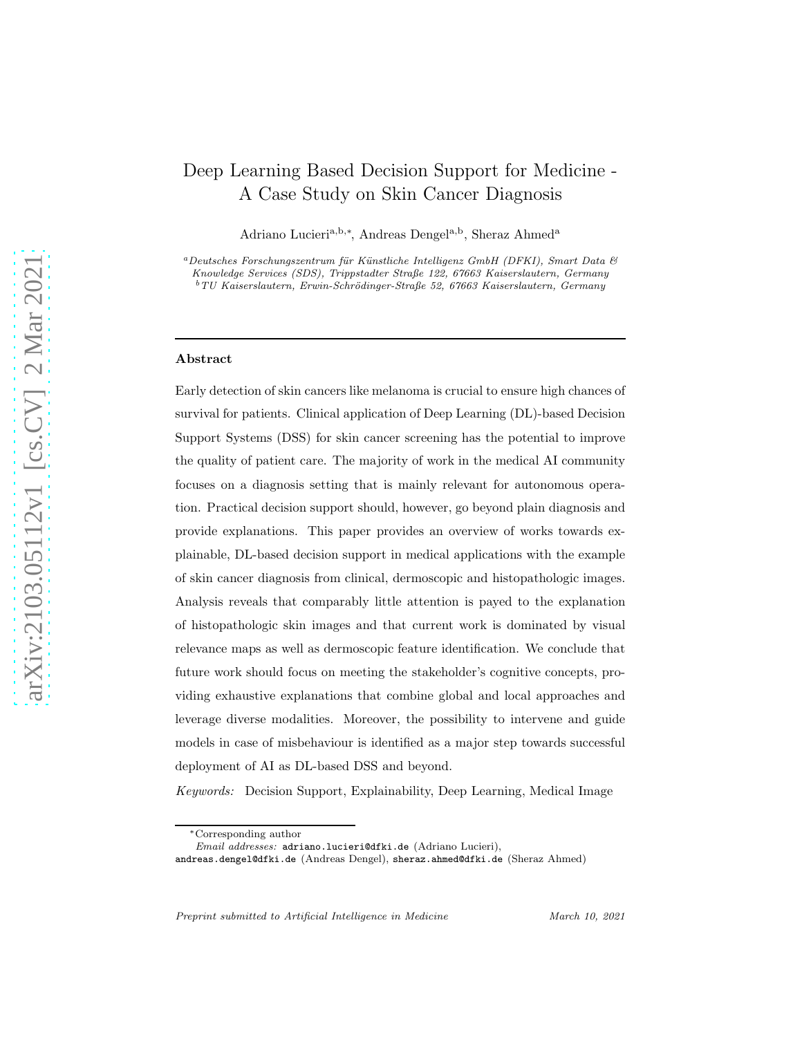# Deep Learning Based Decision Support for Medicine - A Case Study on Skin Cancer Diagnosis

Adriano Lucieri[a,b,*], Andreas Dengel[a,b], Sheraz Ahmed[a]

[a] *Deutsches Forschungszentrum für Künstliche Intelligenz GmbH (DFKI), Smart Data & Knowledge Services (SDS), Trippstadter Straße 122, 67663 Kaiserslautern, Germany*
[b] *TU Kaiserslautern, Erwin-Schrödinger-Straße 52, 67663 Kaiserslautern, Germany*

---

## Abstract

Early detection of skin cancers like melanoma is crucial to ensure high chances of survival for patients. Clinical application of Deep Learning (DL)-based Decision Support Systems (DSS) for skin cancer screening has the potential to improve the quality of patient care. The majority of work in the medical AI community focuses on a diagnosis setting that is mainly relevant for autonomous operation. Practical decision support should, however, go beyond plain diagnosis and provide explanations. This paper provides an overview of works towards explainable, DL-based decision support in medical applications with the example of skin cancer diagnosis from clinical, dermoscopic and histopathologic images. Analysis reveals that comparably little attention is payed to the explanation of histopathologic skin images and that current work is dominated by visual relevance maps as well as dermoscopic feature identification. We conclude that future work should focus on meeting the stakeholder's cognitive concepts, providing exhaustive explanations that combine global and local approaches and leverage diverse modalities. Moreover, the possibility to intervene and guide models in case of misbehaviour is identified as a major step towards successful deployment of AI as DL-based DSS and beyond.

*Keywords:* Decision Support, Explainability, Deep Learning, Medical Image

---

*Corresponding author

*Email addresses:* adriano.lucieri@dfki.de (Adriano Lucieri), andreas.dengel@dfki.de (Andreas Dengel), sheraz.ahmed@dfki.de (Sheraz Ahmed)

*Preprint submitted to Artificial Intelligence in Medicine* *March 10, 2021*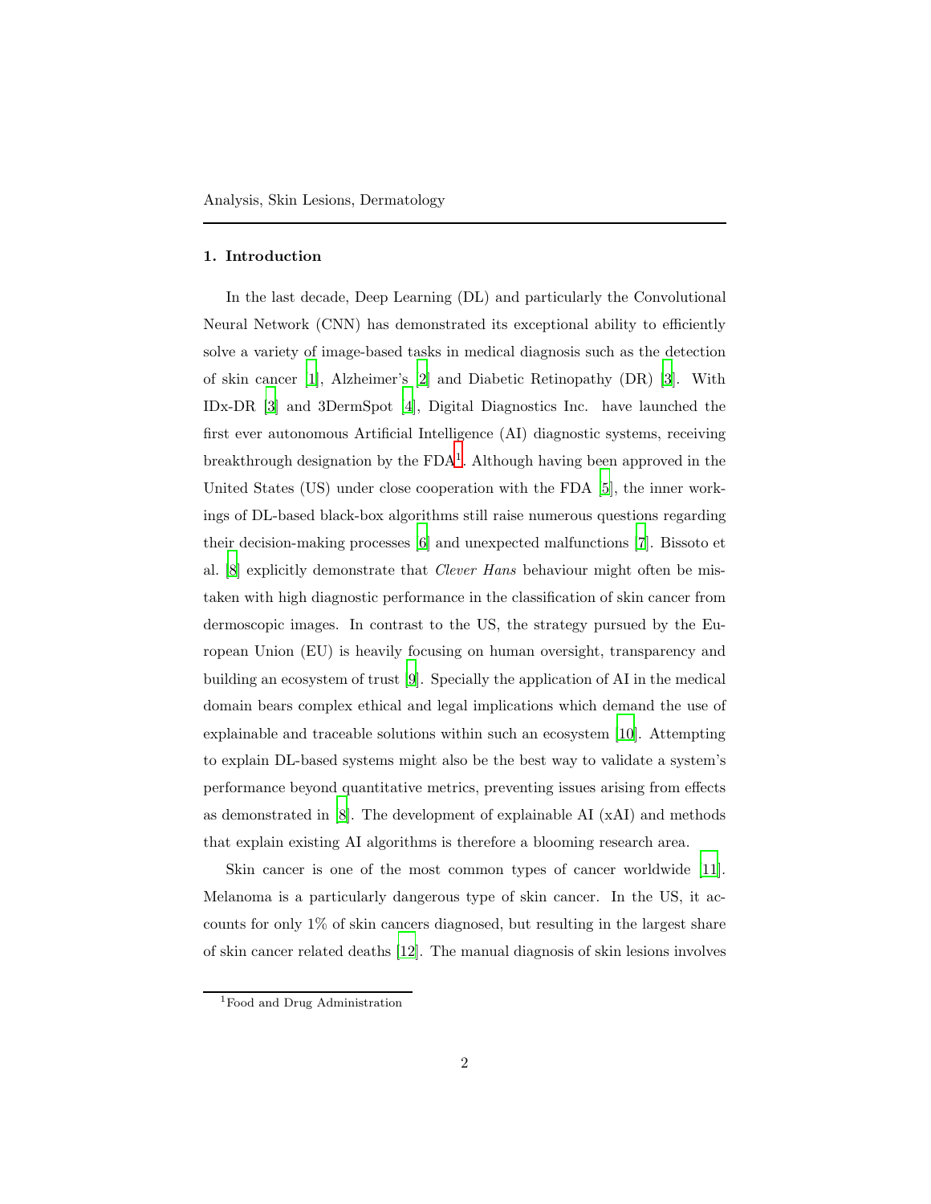Analysis, Skin Lesions, Dermatology

## 1. Introduction

In the last decade, Deep Learning (DL) and particularly the Convolutional Neural Network (CNN) has demonstrated its exceptional ability to efficiently solve a variety of image-based tasks in medical diagnosis such as the detection of skin cancer [1], Alzheimer's [2] and Diabetic Retinopathy (DR) [3]. With IDx-DR [3] and 3DermSpot [4], Digital Diagnostics Inc. have launched the first ever autonomous Artificial Intelligence (AI) diagnostic systems, receiving breakthrough designation by the FDA[1]. Although having been approved in the United States (US) under close cooperation with the FDA [5], the inner workings of DL-based black-box algorithms still raise numerous questions regarding their decision-making processes [6] and unexpected malfunctions [7]. Bissoto et al. [8] explicitly demonstrate that *Clever Hans* behaviour might often be mistaken with high diagnostic performance in the classification of skin cancer from dermoscopic images. In contrast to the US, the strategy pursued by the European Union (EU) is heavily focusing on human oversight, transparency and building an ecosystem of trust [9]. Specially the application of AI in the medical domain bears complex ethical and legal implications which demand the use of explainable and traceable solutions within such an ecosystem [10]. Attempting to explain DL-based systems might also be the best way to validate a system's performance beyond quantitative metrics, preventing issues arising from effects as demonstrated in [8]. The development of explainable AI (xAI) and methods that explain existing AI algorithms is therefore a blooming research area.

Skin cancer is one of the most common types of cancer worldwide [11]. Melanoma is a particularly dangerous type of skin cancer. In the US, it accounts for only 1% of skin cancers diagnosed, but resulting in the largest share of skin cancer related deaths [12]. The manual diagnosis of skin lesions involves

[1] Food and Drug Administration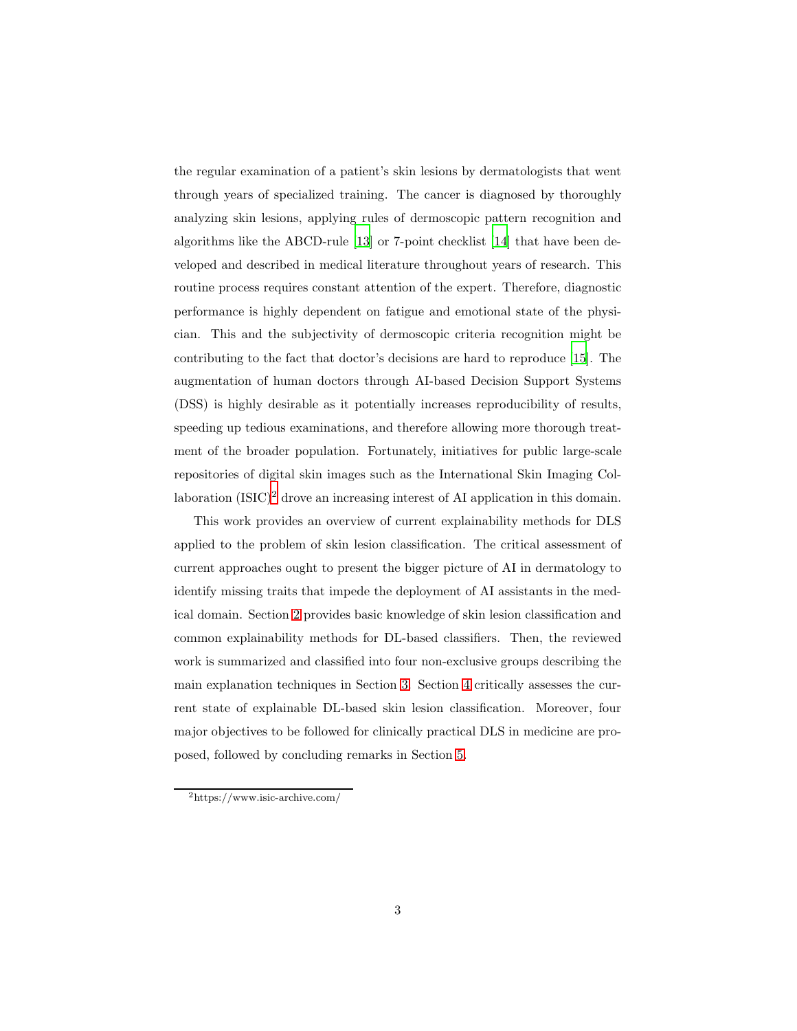the regular examination of a patient's skin lesions by dermatologists that went through years of specialized training. The cancer is diagnosed by thoroughly analyzing skin lesions, applying rules of dermoscopic pattern recognition and algorithms like the ABCD-rule [13] or 7-point checklist [14] that have been developed and described in medical literature throughout years of research. This routine process requires constant attention of the expert. Therefore, diagnostic performance is highly dependent on fatigue and emotional state of the physician. This and the subjectivity of dermoscopic criteria recognition might be contributing to the fact that doctor's decisions are hard to reproduce [15]. The augmentation of human doctors through AI-based Decision Support Systems (DSS) is highly desirable as it potentially increases reproducibility of results, speeding up tedious examinations, and therefore allowing more thorough treatment of the broader population. Fortunately, initiatives for public large-scale repositories of digital skin images such as the International Skin Imaging Collaboration (ISIC)[2] drove an increasing interest of AI application in this domain.

This work provides an overview of current explainability methods for DLS applied to the problem of skin lesion classification. The critical assessment of current approaches ought to present the bigger picture of AI in dermatology to identify missing traits that impede the deployment of AI assistants in the medical domain. Section 2 provides basic knowledge of skin lesion classification and common explainability methods for DL-based classifiers. Then, the reviewed work is summarized and classified into four non-exclusive groups describing the main explanation techniques in Section 3. Section 4 critically assesses the current state of explainable DL-based skin lesion classification. Moreover, four major objectives to be followed for clinically practical DLS in medicine are proposed, followed by concluding remarks in Section 5.

[2] https://www.isic-archive.com/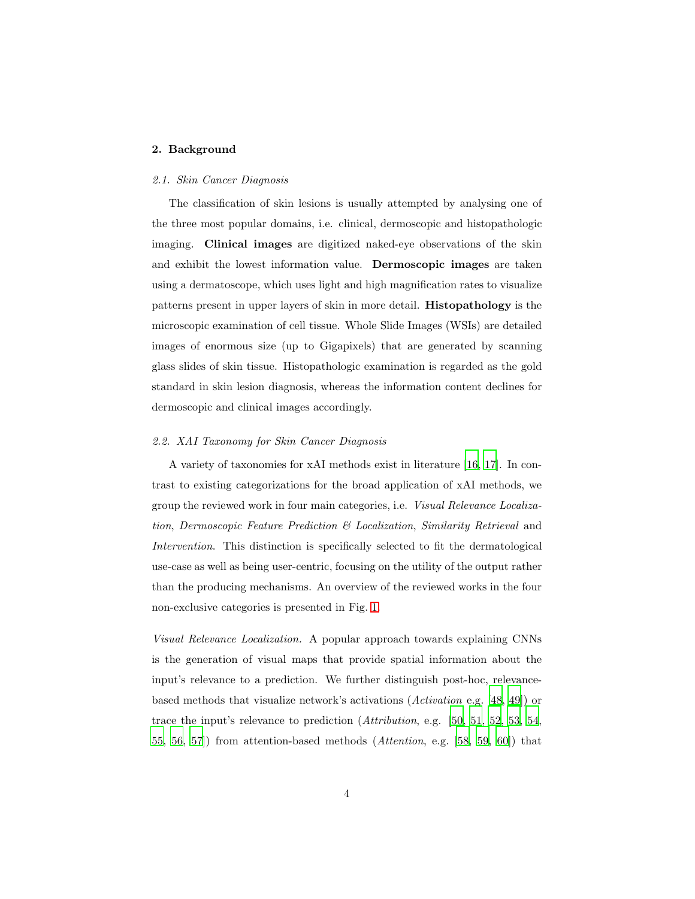## 2. Background

### *2.1. Skin Cancer Diagnosis*

The classification of skin lesions is usually attempted by analysing one of the three most popular domains, i.e. clinical, dermoscopic and histopathologic imaging. **Clinical images** are digitized naked-eye observations of the skin and exhibit the lowest information value. **Dermoscopic images** are taken using a dermatoscope, which uses light and high magnification rates to visualize patterns present in upper layers of skin in more detail. **Histopathology** is the microscopic examination of cell tissue. Whole Slide Images (WSIs) are detailed images of enormous size (up to Gigapixels) that are generated by scanning glass slides of skin tissue. Histopathologic examination is regarded as the gold standard in skin lesion diagnosis, whereas the information content declines for dermoscopic and clinical images accordingly.

### *2.2. XAI Taxonomy for Skin Cancer Diagnosis*

A variety of taxonomies for xAI methods exist in literature [16, 17]. In contrast to existing categorizations for the broad application of xAI methods, we group the reviewed work in four main categories, i.e. *Visual Relevance Localization*, *Dermoscopic Feature Prediction & Localization*, *Similarity Retrieval* and *Intervention*. This distinction is specifically selected to fit the dermatological use-case as well as being user-centric, focusing on the utility of the output rather than the producing mechanisms. An overview of the reviewed works in the four non-exclusive categories is presented in Fig. 1.

*Visual Relevance Localization.* A popular approach towards explaining CNNs is the generation of visual maps that provide spatial information about the input's relevance to a prediction. We further distinguish post-hoc, relevance-based methods that visualize network's activations (*Activation* e.g. [48, 49]) or trace the input's relevance to prediction (*Attribution*, e.g. [50, 51, 52, 53, 54, 55, 56, 57]) from attention-based methods (*Attention*, e.g. [58, 59, 60]) that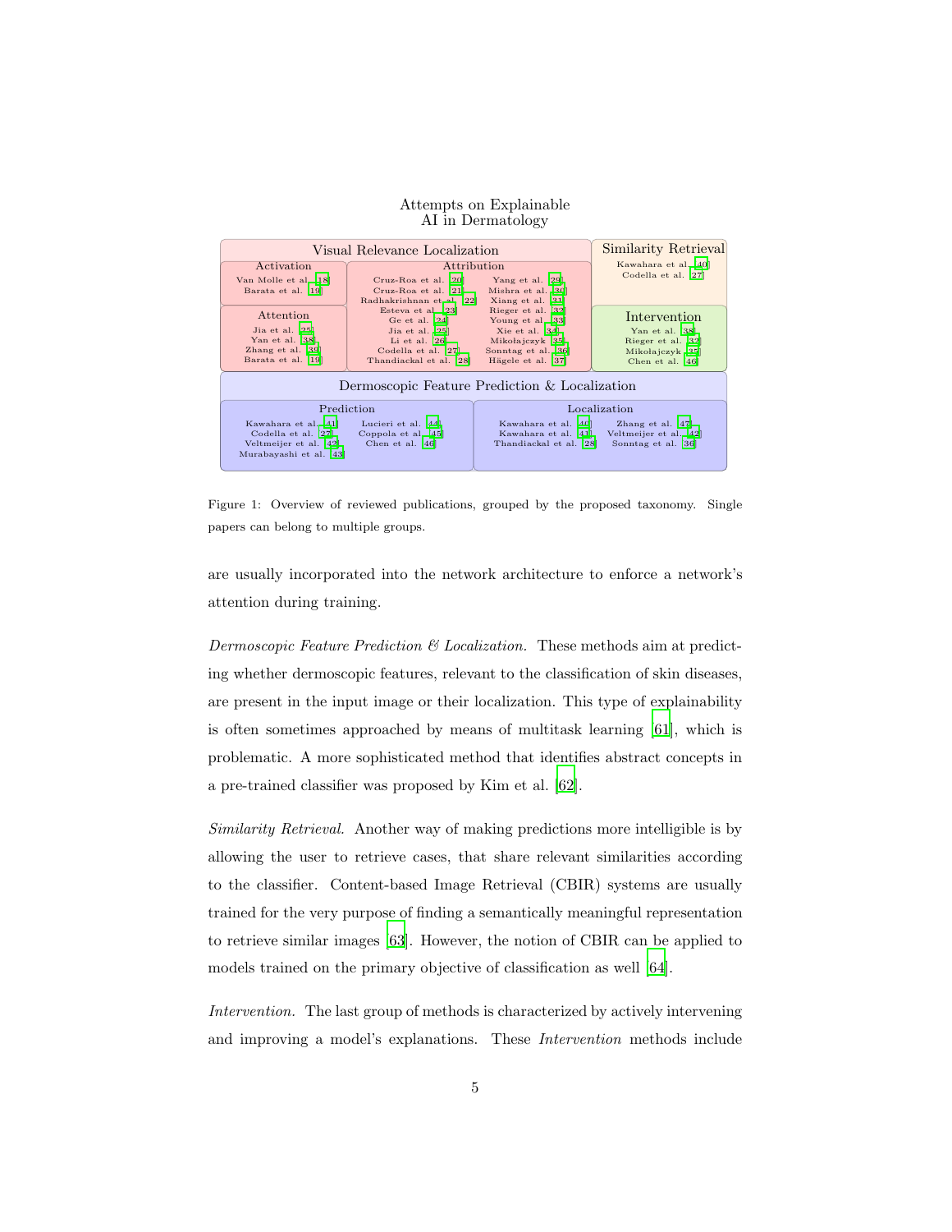Attempts on Explainable AI in Dermatology

| Visual Relevance Localization | | Similarity Retrieval |
|---|---|---|
| **Activation**: Van Molle et al. [18], Barata et al. [19] | **Attribution**: Cruz-Roa et al. [20], Cruz-Roa et al. [21], Radhakrishnan et al. [22], Esteva et al. [23], Ge et al. [24], Jia et al. [25], Li et al. [26], Codella et al. [27], Thandiackal et al. [28], Yang et al. [29], Mishra et al. [30], Xiang et al. [31], Rieger et al. [32], Young et al. [33], Xie et al. [34], Mikołajczyk [35], Sonntag et al. [36], Hägele et al. [37] | Kawahara et al. [40], Codella et al. [27] |
| **Attention**: Jia et al. [25], Yan et al. [38], Zhang et al. [39], Barata et al. [19] | | **Intervention**: Yan et al. [38], Rieger et al. [32], Mikołajczyk [35], Chen et al. [46] |

| Dermoscopic Feature Prediction & Localization | |
|---|---|
| **Prediction**: Kawahara et al. [41], Codella et al. [27], Veltmeijer et al. [42], Murabayashi et al. [43], Lucieri et al. [44], Coppola et al. [45], Chen et al. [46] | **Localization**: Kawahara et al. [40], Kawahara et al. [41], Thandiackal et al. [28], Zhang et al. [47], Veltmeijer et al. [42], Sonntag et al. [36] |

Figure 1: Overview of reviewed publications, grouped by the proposed taxonomy. Single papers can belong to multiple groups.

are usually incorporated into the network architecture to enforce a network's attention during training.

*Dermoscopic Feature Prediction & Localization.* These methods aim at predicting whether dermoscopic features, relevant to the classification of skin diseases, are present in the input image or their localization. This type of explainability is often sometimes approached by means of multitask learning [61], which is problematic. A more sophisticated method that identifies abstract concepts in a pre-trained classifier was proposed by Kim et al. [62].

*Similarity Retrieval.* Another way of making predictions more intelligible is by allowing the user to retrieve cases, that share relevant similarities according to the classifier. Content-based Image Retrieval (CBIR) systems are usually trained for the very purpose of finding a semantically meaningful representation to retrieve similar images [63]. However, the notion of CBIR can be applied to models trained on the primary objective of classification as well [64].

*Intervention.* The last group of methods is characterized by actively intervening and improving a model's explanations. These *Intervention* methods include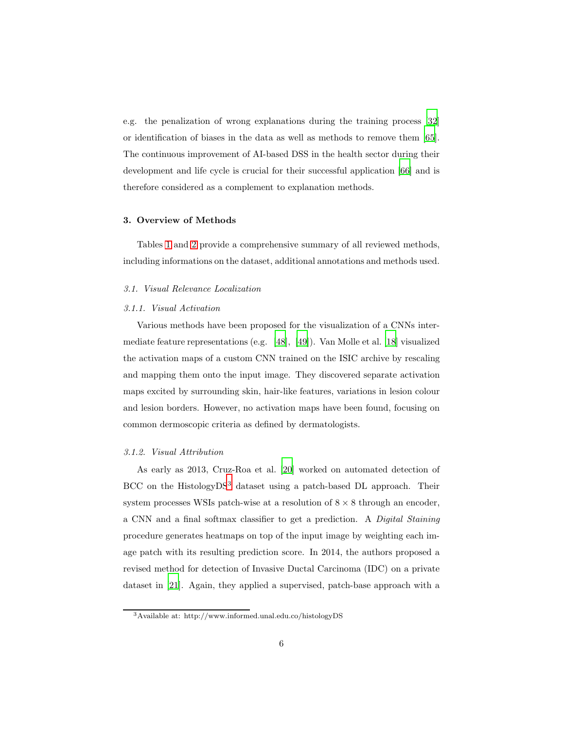e.g. the penalization of wrong explanations during the training process [32] or identification of biases in the data as well as methods to remove them [65]. The continuous improvement of AI-based DSS in the health sector during their development and life cycle is crucial for their successful application [66] and is therefore considered as a complement to explanation methods.

## 3. Overview of Methods

Tables 1 and 2 provide a comprehensive summary of all reviewed methods, including informations on the dataset, additional annotations and methods used.

### *3.1. Visual Relevance Localization*

#### *3.1.1. Visual Activation*

Various methods have been proposed for the visualization of a CNNs intermediate feature representations (e.g. [48], [49]). Van Molle et al. [18] visualized the activation maps of a custom CNN trained on the ISIC archive by rescaling and mapping them onto the input image. They discovered separate activation maps excited by surrounding skin, hair-like features, variations in lesion colour and lesion borders. However, no activation maps have been found, focusing on common dermoscopic criteria as defined by dermatologists.

#### *3.1.2. Visual Attribution*

As early as 2013, Cruz-Roa et al. [20] worked on automated detection of BCC on the HistologyDS[3] dataset using a patch-based DL approach. Their system processes WSIs patch-wise at a resolution of $8 \times 8$ through an encoder, a CNN and a final softmax classifier to get a prediction. A *Digital Staining* procedure generates heatmaps on top of the input image by weighting each image patch with its resulting prediction score. In 2014, the authors proposed a revised method for detection of Invasive Ductal Carcinoma (IDC) on a private dataset in [21]. Again, they applied a supervised, patch-base approach with a

[3] Available at: http://www.informed.unal.edu.co/histologyDS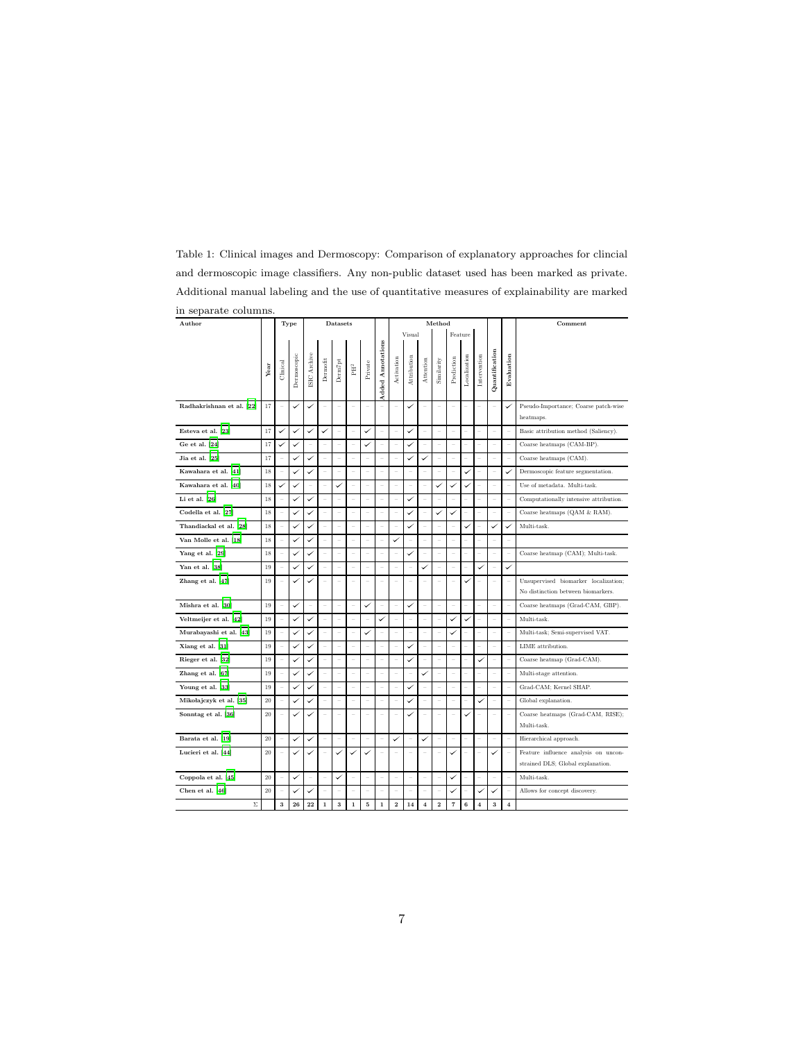Table 1: Clinical images and Dermoscopy: Comparison of explanatory approaches for clincial and dermoscopic image classifiers. Any non-public dataset used has been marked as private. Additional manual labeling and the use of quantitative measures of explainability are marked in separate columns.

| Author | Year | Type | | Datasets | | | | | Added Annotations | Method | | | | | | | Quantification | Evaluation | Comment |
|---|---|---|---|---|---|---|---|---|---|---|---|---|---|---|---|---|---|---|---|
| | | | | | | | | | | Visual | | | | Feature | | | | | |
| | | Clinical | Dermoscopic | ISIC Archive | Dermofit | Derm7pt | PH² | Private | | Activation | Attribution | Attention | Similarity | Prediction | Localization | Intervention | | | |
| Radhakrishnan et al. [22] | 17 | – | ✓ | ✓ | – | – | – | – | – | – | ✓ | – | – | – | – | – | – | ✓ | Pseudo-Importance; Coarse patch-wise heatmaps. |
| Esteva et al. [23] | 17 | ✓ | ✓ | ✓ | ✓ | – | – | ✓ | – | – | ✓ | – | – | – | – | – | – | – | Basic attribution method (Saliency). |
| Ge et al. [24] | 17 | ✓ | ✓ | – | – | – | – | ✓ | – | – | ✓ | – | – | – | – | – | – | – | Coarse heatmaps (CAM-BP). |
| Jia et al. [25] | 17 | – | ✓ | ✓ | – | – | – | – | – | – | ✓ | ✓ | – | – | – | – | – | – | Coarse heatmaps (CAM). |
| Kawahara et al. [41] | 18 | – | ✓ | ✓ | – | – | – | – | – | – | – | – | – | – | ✓ | – | – | ✓ | Dermoscopic feature segmentation. |
| Kawahara et al. [40] | 18 | ✓ | ✓ | – | – | ✓ | – | – | – | – | – | – | ✓ | ✓ | ✓ | – | – | – | Use of metadata. Multi-task. |
| Li et al. [26] | 18 | – | ✓ | ✓ | – | – | – | – | – | – | ✓ | – | – | – | – | – | – | – | Computationally intensive attribution. |
| Codella et al. [27] | 18 | – | ✓ | ✓ | – | – | – | – | – | – | ✓ | – | ✓ | ✓ | – | – | – | – | Coarse heatmaps (QAM & RAM). |
| Thandiackal et al. [28] | 18 | – | ✓ | ✓ | – | – | – | – | – | – | ✓ | – | – | – | ✓ | – | ✓ | ✓ | Multi-task. |
| Van Molle et al. [18] | 18 | – | ✓ | ✓ | – | – | – | – | – | ✓ | – | – | – | – | – | – | – | – | |
| Yang et al. [29] | 18 | – | ✓ | ✓ | – | – | – | – | – | – | ✓ | – | – | – | – | – | – | – | Coarse heatmap (CAM); Multi-task. |
| Yan et al. [38] | 19 | – | ✓ | ✓ | – | – | – | – | – | – | – | ✓ | – | – | – | ✓ | – | ✓ | |
| Zhang et al. [47] | 19 | – | ✓ | ✓ | – | – | – | – | – | – | – | – | – | – | ✓ | – | – | – | Unsupervised biomarker localization; No distinction between biomarkers. |
| Mishra et al. [30] | 19 | – | ✓ | – | – | – | – | ✓ | – | – | ✓ | – | – | – | – | – | – | – | Coarse heatmaps (Grad-CAM, GBP). |
| Veltmeijer et al. [42] | 19 | – | ✓ | ✓ | – | – | – | – | ✓ | – | – | – | – | ✓ | ✓ | – | – | – | Multi-task. |
| Murabayashi et al. [43] | 19 | – | ✓ | ✓ | – | – | – | ✓ | – | – | – | – | – | ✓ | – | – | – | – | Multi-task; Semi-supervised VAT. |
| Xiang et al. [31] | 19 | – | ✓ | ✓ | – | – | – | – | – | – | ✓ | – | – | – | – | – | – | – | LIME attribution. |
| Rieger et al. [32] | 19 | – | ✓ | ✓ | – | – | – | – | – | – | ✓ | – | – | – | – | ✓ | – | – | Coarse heatmap (Grad-CAM). |
| Zhang et al. [67] | 19 | – | ✓ | ✓ | – | – | – | – | – | – | – | ✓ | – | – | – | – | – | – | Multi-stage attention. |
| Young et al. [33] | 19 | – | ✓ | ✓ | – | – | – | – | – | – | ✓ | – | – | – | – | – | – | – | Grad-CAM; Kernel SHAP. |
| Mikołajczyk et al. [35] | 20 | – | ✓ | ✓ | – | – | – | – | – | – | ✓ | – | – | – | – | ✓ | – | – | Global explanation. |
| Sonntag et al. [36] | 20 | – | ✓ | ✓ | – | – | – | – | – | – | ✓ | – | – | – | ✓ | – | – | – | Coarse heatmaps (Grad-CAM, RISE); Multi-task. |
| Barata et al. [19] | 20 | – | ✓ | ✓ | – | – | – | – | – | ✓ | – | ✓ | – | – | – | – | – | – | Hierarchical approach. |
| Lucieri et al. [44] | 20 | – | ✓ | ✓ | – | ✓ | ✓ | ✓ | – | – | – | – | – | ✓ | – | – | ✓ | – | Feature influence analysis on unconstrained DLS; Global explanation. |
| Coppola et al. [45] | 20 | – | ✓ | – | – | ✓ | – | – | – | – | – | – | – | ✓ | – | – | – | – | Multi-task. |
| Chen et al. [46] | 20 | – | ✓ | ✓ | – | – | – | – | – | – | – | – | – | ✓ | – | ✓ | ✓ | – | Allows for concept discovery. |
| Σ | | **3** | **26** | **22** | **1** | **3** | **1** | **5** | **1** | **2** | **14** | **4** | **2** | **7** | **6** | **4** | **3** | **4** | |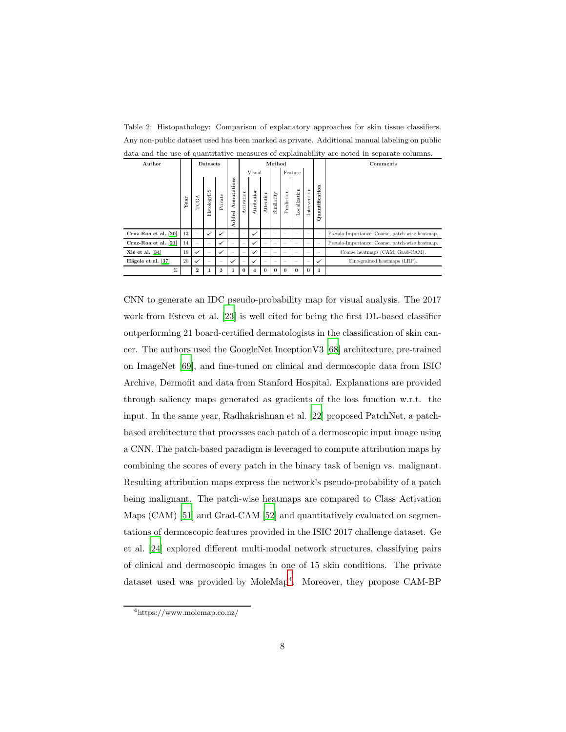Table 2: Histopathology: Comparison of explanatory approaches for skin tissue classifiers. Any non-public dataset used has been marked as private. Additional manual labeling on public data and the use of quantitative measures of explainability are noted in separate columns.

| Author | Year | Datasets | | | Added Annotations | Method | | | | | | | Quantification | Comments |
|---|---|---|---|---|---|---|---|---|---|---|---|---|---|---|
| | | | | | | Visual | | | | Feature | | | | |
| | | TCGA | histologyDS | Private | | Activation | Attribution | Attention | Similarity | Prediction | Localization | Intervention | | |
| **Cruz-Roa et al. [20]** | 13 | – | ✓ | ✓ | – | – | ✓ | – | – | – | – | – | – | Pseudo-Importance; Coarse, patch-wise heatmap. |
| **Cruz-Roa et al. [21]** | 14 | – | – | ✓ | – | – | ✓ | – | – | – | – | – | – | Pseudo-Importance; Coarse, patch-wise heatmap. |
| **Xie et al. [34]** | 19 | ✓ | – | ✓ | – | – | ✓ | – | – | – | – | – | – | Coarse heatmaps (CAM, Grad-CAM). |
| **Hägele et al. [37]** | 20 | ✓ | – | – | ✓ | – | ✓ | – | – | – | – | – | ✓ | Fine-grained heatmaps (LRP). |
| Σ | | **2** | **1** | **3** | **1** | **0** | **4** | **0** | **0** | **0** | **0** | **0** | **1** | |

CNN to generate an IDC pseudo-probability map for visual analysis. The 2017 work from Esteva et al. [23] is well cited for being the first DL-based classifier outperforming 21 board-certified dermatologists in the classification of skin cancer. The authors used the GoogleNet InceptionV3 [68] architecture, pre-trained on ImageNet [69], and fine-tuned on clinical and dermoscopic data from ISIC Archive, Dermofit and data from Stanford Hospital. Explanations are provided through saliency maps generated as gradients of the loss function w.r.t. the input. In the same year, Radhakrishnan et al. [22] proposed PatchNet, a patch-based architecture that processes each patch of a dermoscopic input image using a CNN. The patch-based paradigm is leveraged to compute attribution maps by combining the scores of every patch in the binary task of benign vs. malignant. Resulting attribution maps express the network's pseudo-probability of a patch being malignant. The patch-wise heatmaps are compared to Class Activation Maps (CAM) [51] and Grad-CAM [52] and quantitatively evaluated on segmentations of dermoscopic features provided in the ISIC 2017 challenge dataset. Ge et al. [24] explored different multi-modal network structures, classifying pairs of clinical and dermoscopic images in one of 15 skin conditions. The private dataset used was provided by MoleMap[4]. Moreover, they propose CAM-BP

[4] https://www.molemap.co.nz/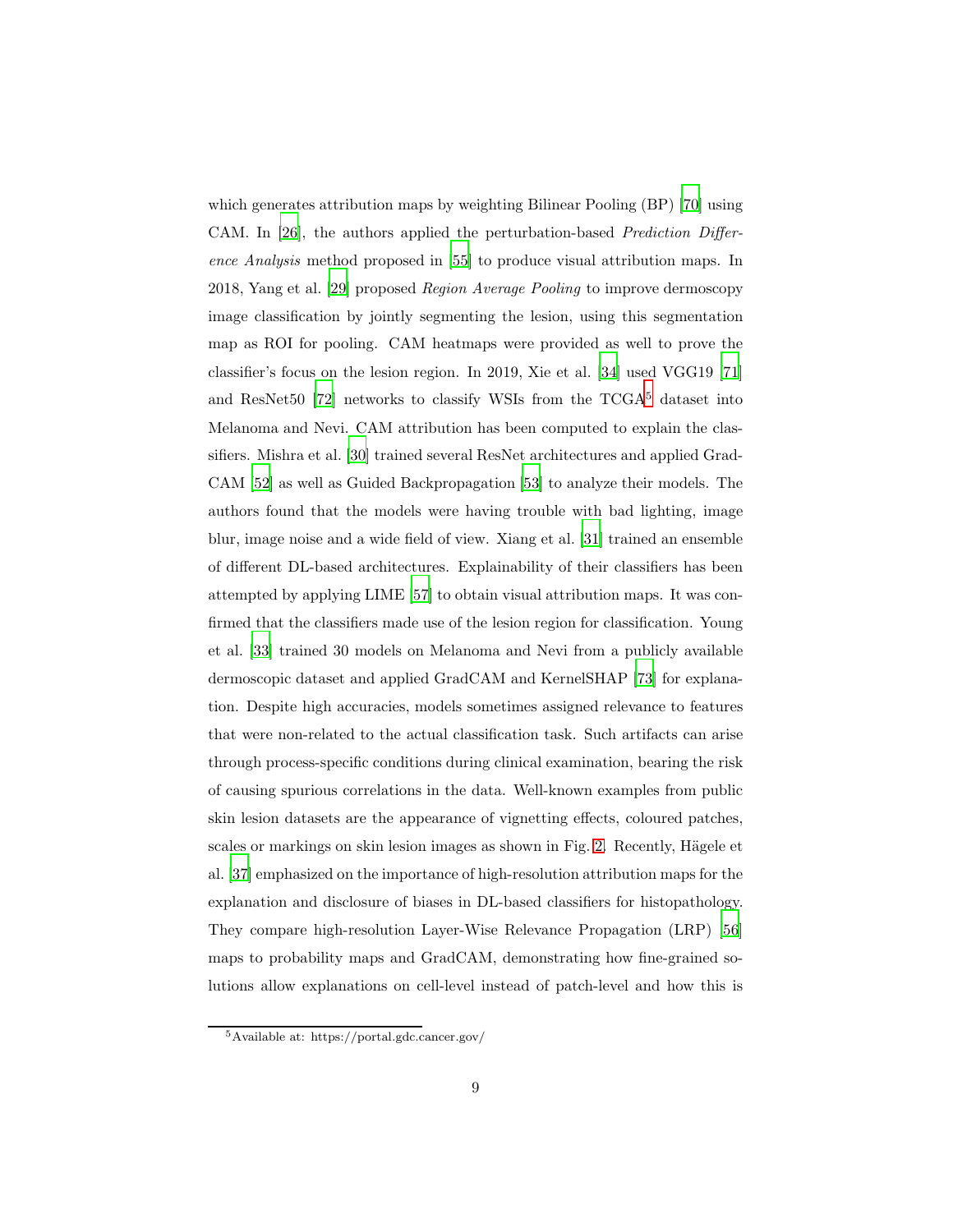which generates attribution maps by weighting Bilinear Pooling (BP) [70] using CAM. In [26], the authors applied the perturbation-based *Prediction Difference Analysis* method proposed in [55] to produce visual attribution maps. In 2018, Yang et al. [29] proposed *Region Average Pooling* to improve dermoscopy image classification by jointly segmenting the lesion, using this segmentation map as ROI for pooling. CAM heatmaps were provided as well to prove the classifier's focus on the lesion region. In 2019, Xie et al. [34] used VGG19 [71] and ResNet50 [72] networks to classify WSIs from the TCGA[5] dataset into Melanoma and Nevi. CAM attribution has been computed to explain the classifiers. Mishra et al. [30] trained several ResNet architectures and applied Grad-CAM [52] as well as Guided Backpropagation [53] to analyze their models. The authors found that the models were having trouble with bad lighting, image blur, image noise and a wide field of view. Xiang et al. [31] trained an ensemble of different DL-based architectures. Explainability of their classifiers has been attempted by applying LIME [57] to obtain visual attribution maps. It was confirmed that the classifiers made use of the lesion region for classification. Young et al. [33] trained 30 models on Melanoma and Nevi from a publicly available dermoscopic dataset and applied GradCAM and KernelSHAP [73] for explanation. Despite high accuracies, models sometimes assigned relevance to features that were non-related to the actual classification task. Such artifacts can arise through process-specific conditions during clinical examination, bearing the risk of causing spurious correlations in the data. Well-known examples from public skin lesion datasets are the appearance of vignetting effects, coloured patches, scales or markings on skin lesion images as shown in Fig. 2. Recently, Hägele et al. [37] emphasized on the importance of high-resolution attribution maps for the explanation and disclosure of biases in DL-based classifiers for histopathology. They compare high-resolution Layer-Wise Relevance Propagation (LRP) [56] maps to probability maps and GradCAM, demonstrating how fine-grained solutions allow explanations on cell-level instead of patch-level and how this is

[5] Available at: https://portal.gdc.cancer.gov/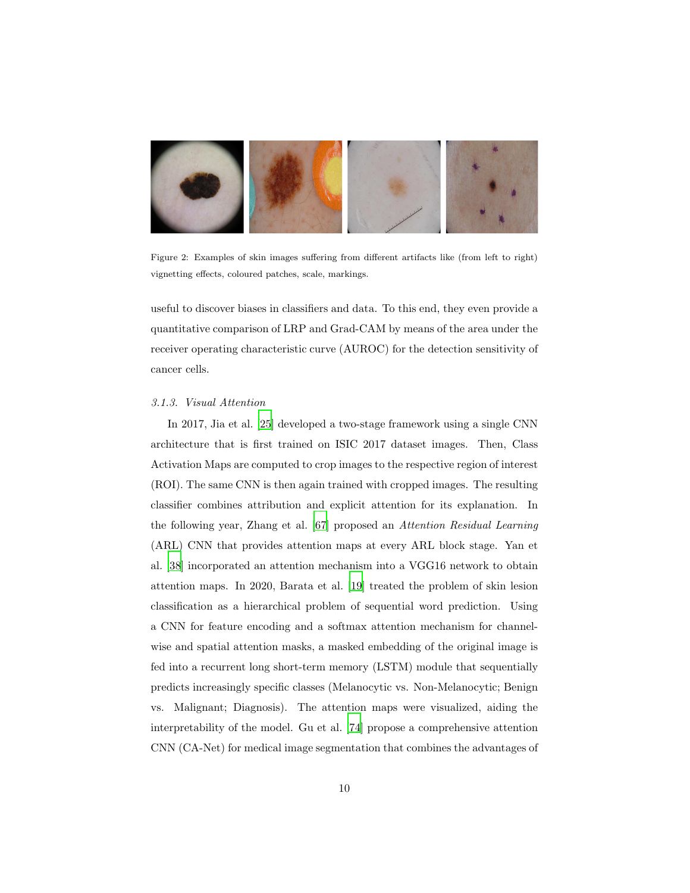Figure 2: Examples of skin images suffering from different artifacts like (from left to right) vignetting effects, coloured patches, scale, markings.

useful to discover biases in classifiers and data. To this end, they even provide a quantitative comparison of LRP and Grad-CAM by means of the area under the receiver operating characteristic curve (AUROC) for the detection sensitivity of cancer cells.

#### *3.1.3. Visual Attention*

In 2017, Jia et al. [25] developed a two-stage framework using a single CNN architecture that is first trained on ISIC 2017 dataset images. Then, Class Activation Maps are computed to crop images to the respective region of interest (ROI). The same CNN is then again trained with cropped images. The resulting classifier combines attribution and explicit attention for its explanation. In the following year, Zhang et al. [67] proposed an *Attention Residual Learning* (ARL) CNN that provides attention maps at every ARL block stage. Yan et al. [38] incorporated an attention mechanism into a VGG16 network to obtain attention maps. In 2020, Barata et al. [19] treated the problem of skin lesion classification as a hierarchical problem of sequential word prediction. Using a CNN for feature encoding and a softmax attention mechanism for channel-wise and spatial attention masks, a masked embedding of the original image is fed into a recurrent long short-term memory (LSTM) module that sequentially predicts increasingly specific classes (Melanocytic vs. Non-Melanocytic; Benign vs. Malignant; Diagnosis). The attention maps were visualized, aiding the interpretability of the model. Gu et al. [74] propose a comprehensive attention CNN (CA-Net) for medical image segmentation that combines the advantages of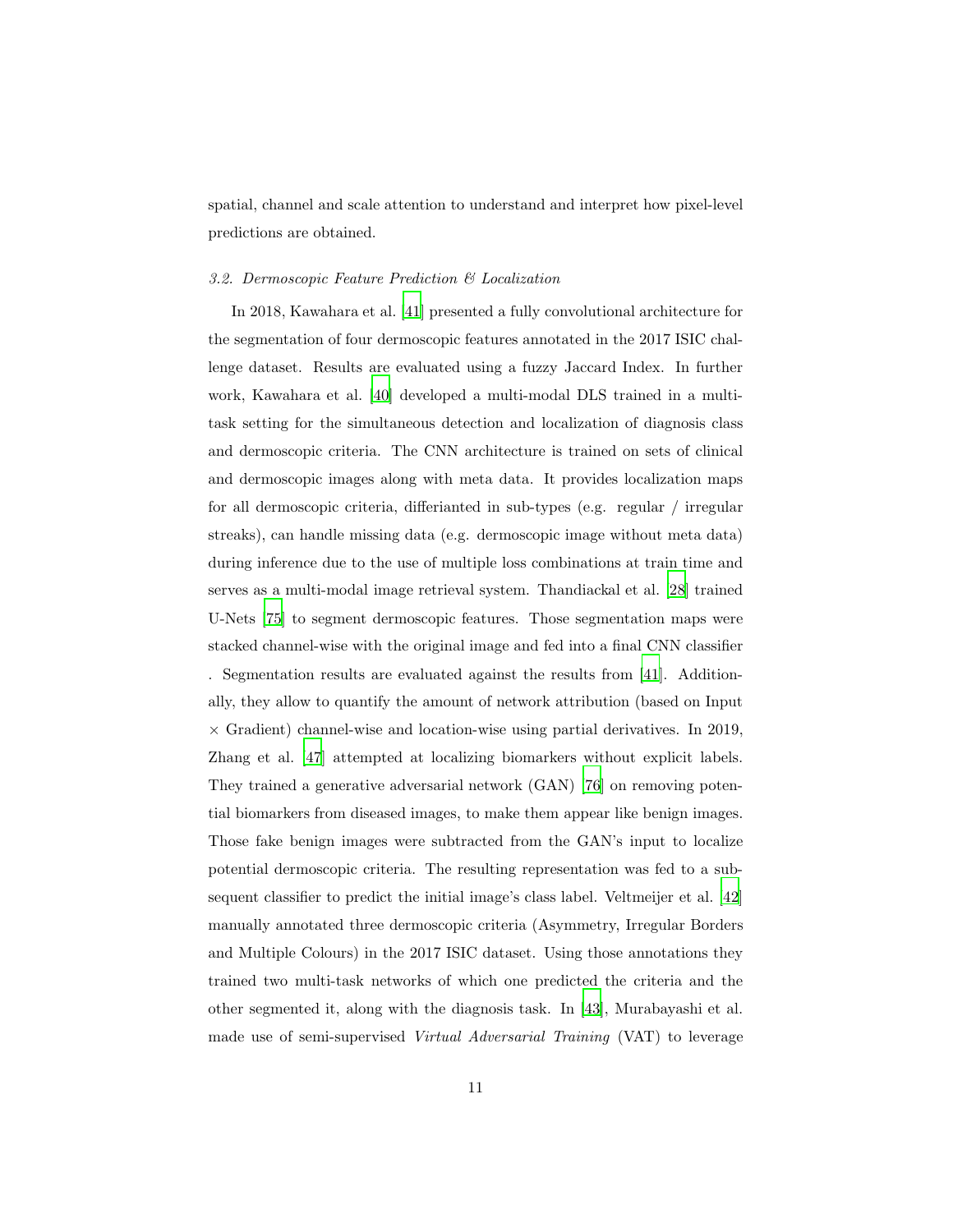spatial, channel and scale attention to understand and interpret how pixel-level predictions are obtained.

### *3.2. Dermoscopic Feature Prediction & Localization*

In 2018, Kawahara et al. [41] presented a fully convolutional architecture for the segmentation of four dermoscopic features annotated in the 2017 ISIC challenge dataset. Results are evaluated using a fuzzy Jaccard Index. In further work, Kawahara et al. [40] developed a multi-modal DLS trained in a multi-task setting for the simultaneous detection and localization of diagnosis class and dermoscopic criteria. The CNN architecture is trained on sets of clinical and dermoscopic images along with meta data. It provides localization maps for all dermoscopic criteria, differianted in sub-types (e.g. regular / irregular streaks), can handle missing data (e.g. dermoscopic image without meta data) during inference due to the use of multiple loss combinations at train time and serves as a multi-modal image retrieval system. Thandiackal et al. [28] trained U-Nets [75] to segment dermoscopic features. Those segmentation maps were stacked channel-wise with the original image and fed into a final CNN classifier . Segmentation results are evaluated against the results from [41]. Additionally, they allow to quantify the amount of network attribution (based on Input $\times$ Gradient) channel-wise and location-wise using partial derivatives. In 2019, Zhang et al. [47] attempted at localizing biomarkers without explicit labels. They trained a generative adversarial network (GAN) [76] on removing potential biomarkers from diseased images, to make them appear like benign images. Those fake benign images were subtracted from the GAN's input to localize potential dermoscopic criteria. The resulting representation was fed to a subsequent classifier to predict the initial image's class label. Veltmeijer et al. [42] manually annotated three dermoscopic criteria (Asymmetry, Irregular Borders and Multiple Colours) in the 2017 ISIC dataset. Using those annotations they trained two multi-task networks of which one predicted the criteria and the other segmented it, along with the diagnosis task. In [43], Murabayashi et al. made use of semi-supervised *Virtual Adversarial Training* (VAT) to leverage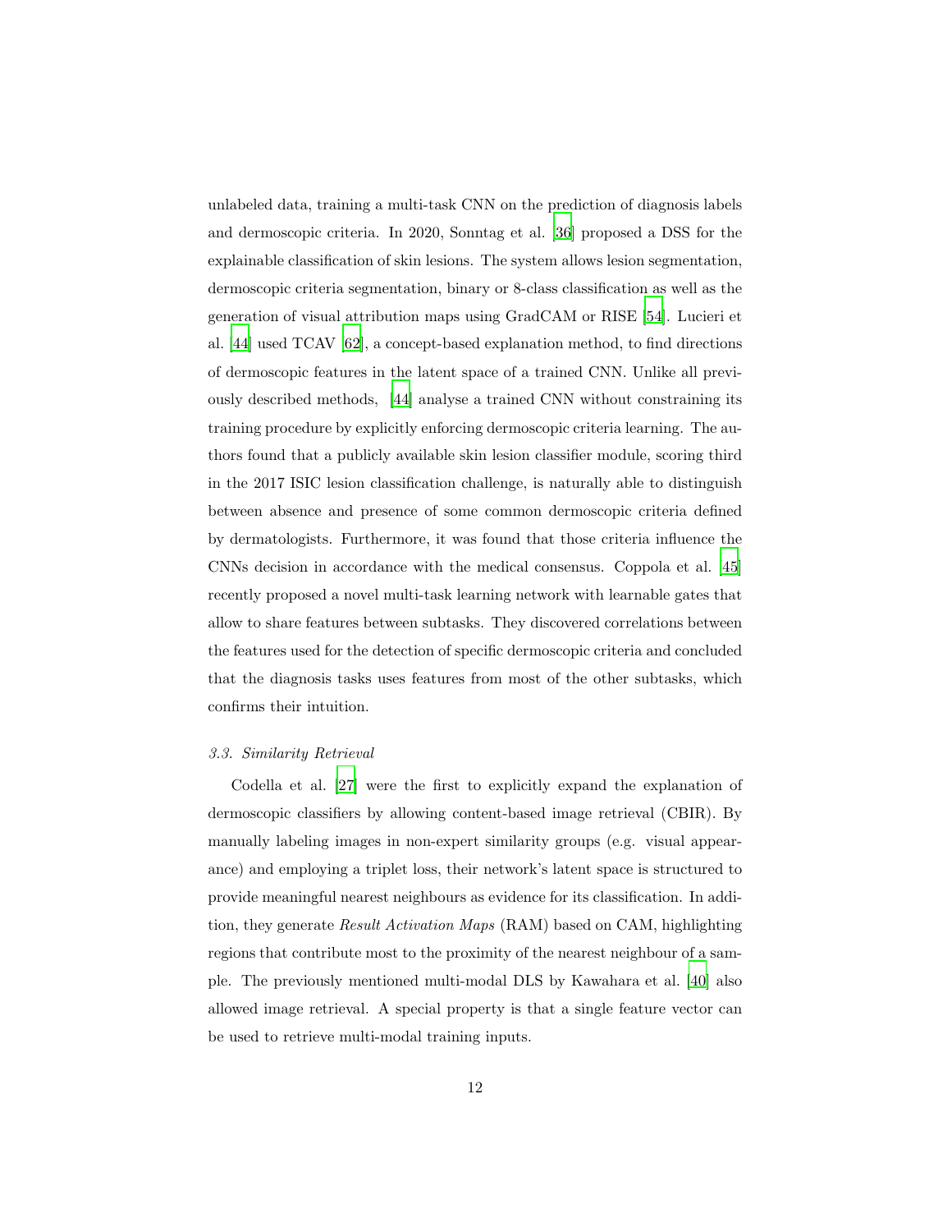unlabeled data, training a multi-task CNN on the prediction of diagnosis labels and dermoscopic criteria. In 2020, Sonntag et al. [36] proposed a DSS for the explainable classification of skin lesions. The system allows lesion segmentation, dermoscopic criteria segmentation, binary or 8-class classification as well as the generation of visual attribution maps using GradCAM or RISE [54]. Lucieri et al. [44] used TCAV [62], a concept-based explanation method, to find directions of dermoscopic features in the latent space of a trained CNN. Unlike all previously described methods, [44] analyse a trained CNN without constraining its training procedure by explicitly enforcing dermoscopic criteria learning. The authors found that a publicly available skin lesion classifier module, scoring third in the 2017 ISIC lesion classification challenge, is naturally able to distinguish between absence and presence of some common dermoscopic criteria defined by dermatologists. Furthermore, it was found that those criteria influence the CNNs decision in accordance with the medical consensus. Coppola et al. [45] recently proposed a novel multi-task learning network with learnable gates that allow to share features between subtasks. They discovered correlations between the features used for the detection of specific dermoscopic criteria and concluded that the diagnosis tasks uses features from most of the other subtasks, which confirms their intuition.

### *3.3. Similarity Retrieval*

Codella et al. [27] were the first to explicitly expand the explanation of dermoscopic classifiers by allowing content-based image retrieval (CBIR). By manually labeling images in non-expert similarity groups (e.g. visual appearance) and employing a triplet loss, their network's latent space is structured to provide meaningful nearest neighbours as evidence for its classification. In addition, they generate *Result Activation Maps* (RAM) based on CAM, highlighting regions that contribute most to the proximity of the nearest neighbour of a sample. The previously mentioned multi-modal DLS by Kawahara et al. [40] also allowed image retrieval. A special property is that a single feature vector can be used to retrieve multi-modal training inputs.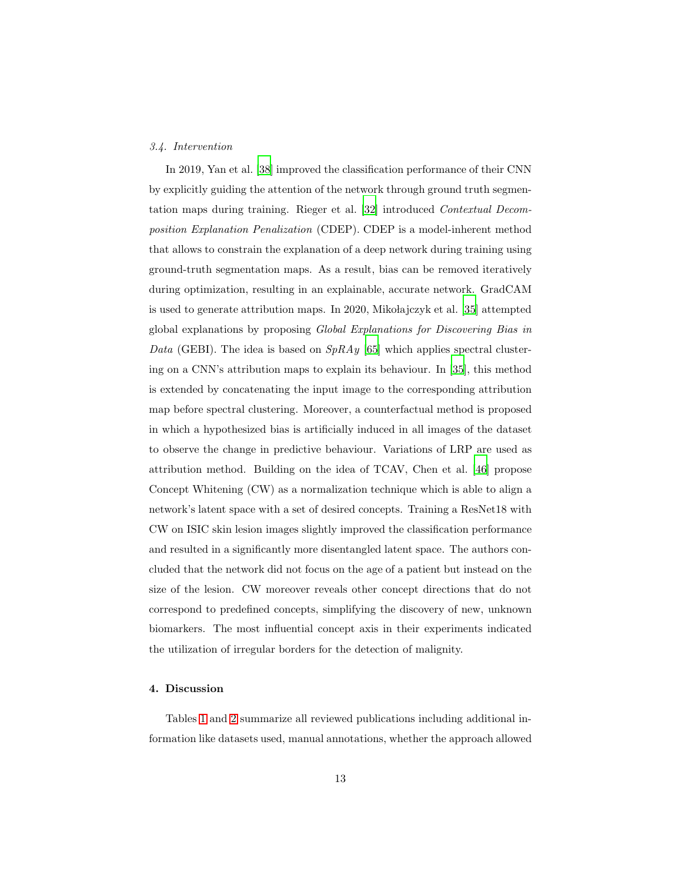### 3.4. Intervention

In 2019, Yan et al. [38] improved the classification performance of their CNN by explicitly guiding the attention of the network through ground truth segmentation maps during training. Rieger et al. [32] introduced *Contextual Decomposition Explanation Penalization* (CDEP). CDEP is a model-inherent method that allows to constrain the explanation of a deep network during training using ground-truth segmentation maps. As a result, bias can be removed iteratively during optimization, resulting in an explainable, accurate network. GradCAM is used to generate attribution maps. In 2020, Mikołajczyk et al. [35] attempted global explanations by proposing *Global Explanations for Discovering Bias in Data* (GEBI). The idea is based on *SpRAy* [65] which applies spectral clustering on a CNN's attribution maps to explain its behaviour. In [35], this method is extended by concatenating the input image to the corresponding attribution map before spectral clustering. Moreover, a counterfactual method is proposed in which a hypothesized bias is artificially induced in all images of the dataset to observe the change in predictive behaviour. Variations of LRP are used as attribution method. Building on the idea of TCAV, Chen et al. [46] propose Concept Whitening (CW) as a normalization technique which is able to align a network's latent space with a set of desired concepts. Training a ResNet18 with CW on ISIC skin lesion images slightly improved the classification performance and resulted in a significantly more disentangled latent space. The authors concluded that the network did not focus on the age of a patient but instead on the size of the lesion. CW moreover reveals other concept directions that do not correspond to predefined concepts, simplifying the discovery of new, unknown biomarkers. The most influential concept axis in their experiments indicated the utilization of irregular borders for the detection of malignity.

## 4. Discussion

Tables 1 and 2 summarize all reviewed publications including additional information like datasets used, manual annotations, whether the approach allowed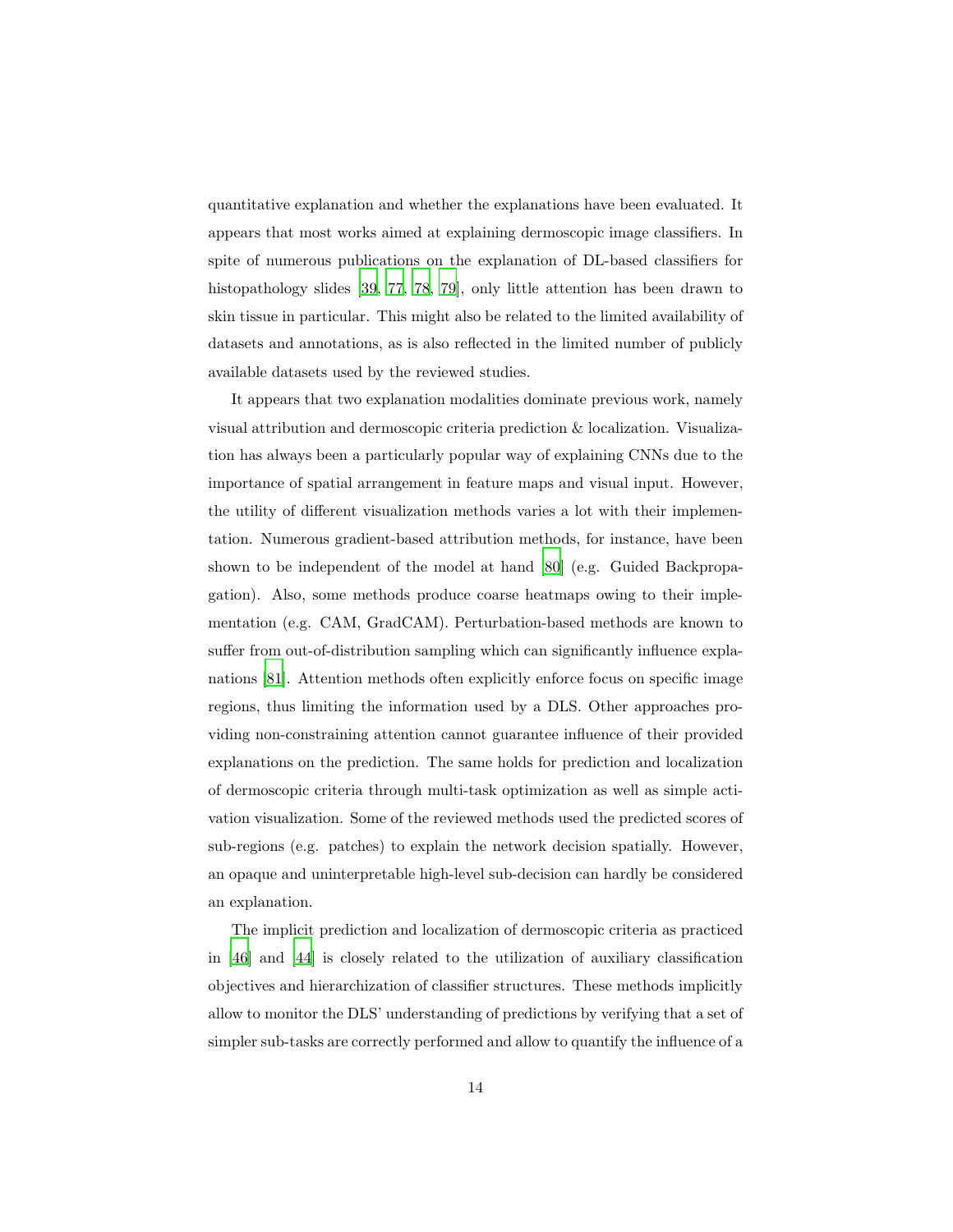quantitative explanation and whether the explanations have been evaluated. It appears that most works aimed at explaining dermoscopic image classifiers. In spite of numerous publications on the explanation of DL-based classifiers for histopathology slides [39, 77, 78, 79], only little attention has been drawn to skin tissue in particular. This might also be related to the limited availability of datasets and annotations, as is also reflected in the limited number of publicly available datasets used by the reviewed studies.

It appears that two explanation modalities dominate previous work, namely visual attribution and dermoscopic criteria prediction & localization. Visualization has always been a particularly popular way of explaining CNNs due to the importance of spatial arrangement in feature maps and visual input. However, the utility of different visualization methods varies a lot with their implementation. Numerous gradient-based attribution methods, for instance, have been shown to be independent of the model at hand [80] (e.g. Guided Backpropagation). Also, some methods produce coarse heatmaps owing to their implementation (e.g. CAM, GradCAM). Perturbation-based methods are known to suffer from out-of-distribution sampling which can significantly influence explanations [81]. Attention methods often explicitly enforce focus on specific image regions, thus limiting the information used by a DLS. Other approaches providing non-constraining attention cannot guarantee influence of their provided explanations on the prediction. The same holds for prediction and localization of dermoscopic criteria through multi-task optimization as well as simple activation visualization. Some of the reviewed methods used the predicted scores of sub-regions (e.g. patches) to explain the network decision spatially. However, an opaque and uninterpretable high-level sub-decision can hardly be considered an explanation.

The implicit prediction and localization of dermoscopic criteria as practiced in [46] and [44] is closely related to the utilization of auxiliary classification objectives and hierarchization of classifier structures. These methods implicitly allow to monitor the DLS' understanding of predictions by verifying that a set of simpler sub-tasks are correctly performed and allow to quantify the influence of a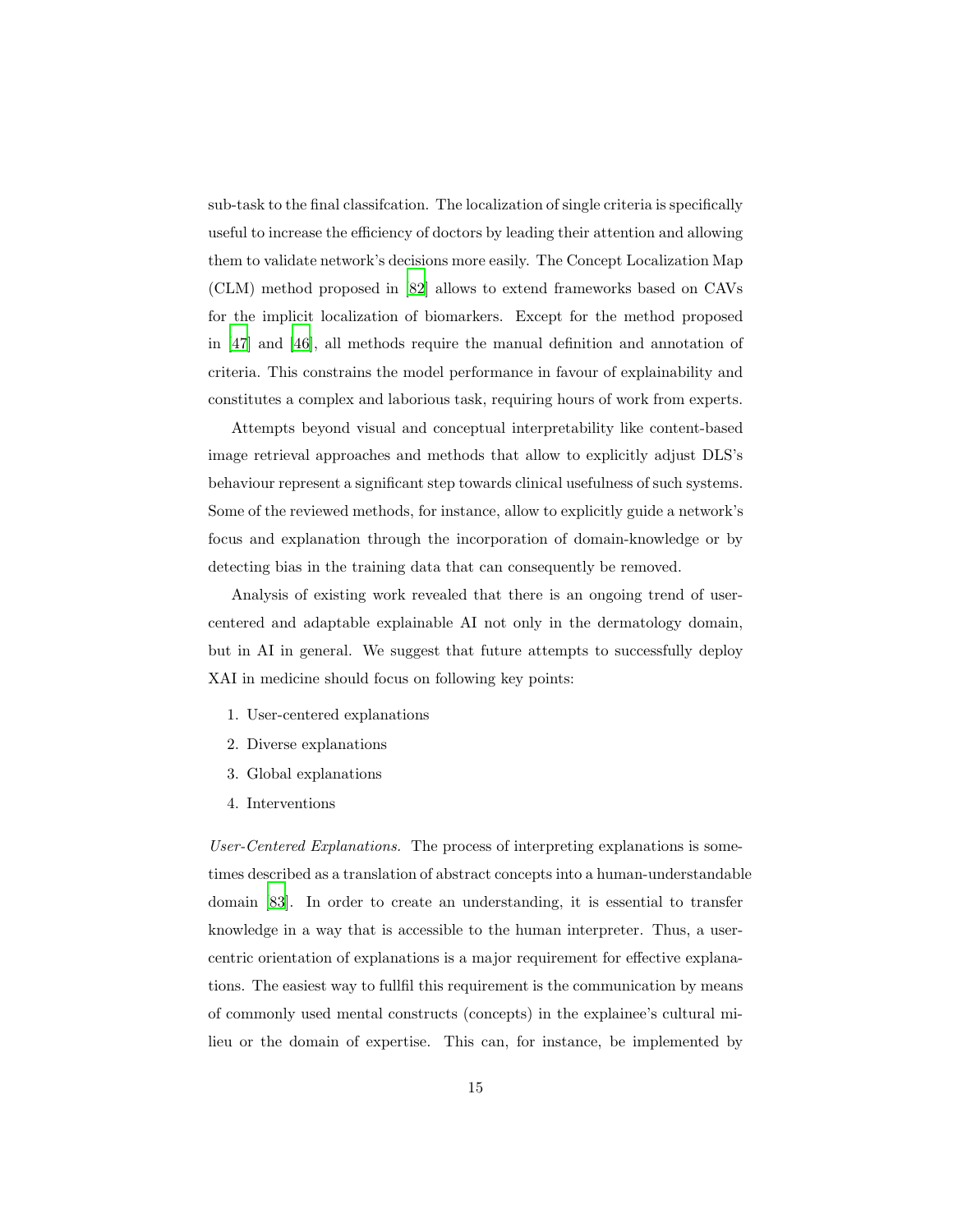sub-task to the final classifcation. The localization of single criteria is specifically useful to increase the efficiency of doctors by leading their attention and allowing them to validate network's decisions more easily. The Concept Localization Map (CLM) method proposed in [82] allows to extend frameworks based on CAVs for the implicit localization of biomarkers. Except for the method proposed in [47] and [46], all methods require the manual definition and annotation of criteria. This constrains the model performance in favour of explainability and constitutes a complex and laborious task, requiring hours of work from experts.

Attempts beyond visual and conceptual interpretability like content-based image retrieval approaches and methods that allow to explicitly adjust DLS's behaviour represent a significant step towards clinical usefulness of such systems. Some of the reviewed methods, for instance, allow to explicitly guide a network's focus and explanation through the incorporation of domain-knowledge or by detecting bias in the training data that can consequently be removed.

Analysis of existing work revealed that there is an ongoing trend of user-centered and adaptable explainable AI not only in the dermatology domain, but in AI in general. We suggest that future attempts to successfully deploy XAI in medicine should focus on following key points:

1. User-centered explanations
2. Diverse explanations
3. Global explanations
4. Interventions

*User-Centered Explanations.* The process of interpreting explanations is sometimes described as a translation of abstract concepts into a human-understandable domain [83]. In order to create an understanding, it is essential to transfer knowledge in a way that is accessible to the human interpreter. Thus, a user-centric orientation of explanations is a major requirement for effective explanations. The easiest way to fullfil this requirement is the communication by means of commonly used mental constructs (concepts) in the explainee's cultural milieu or the domain of expertise. This can, for instance, be implemented by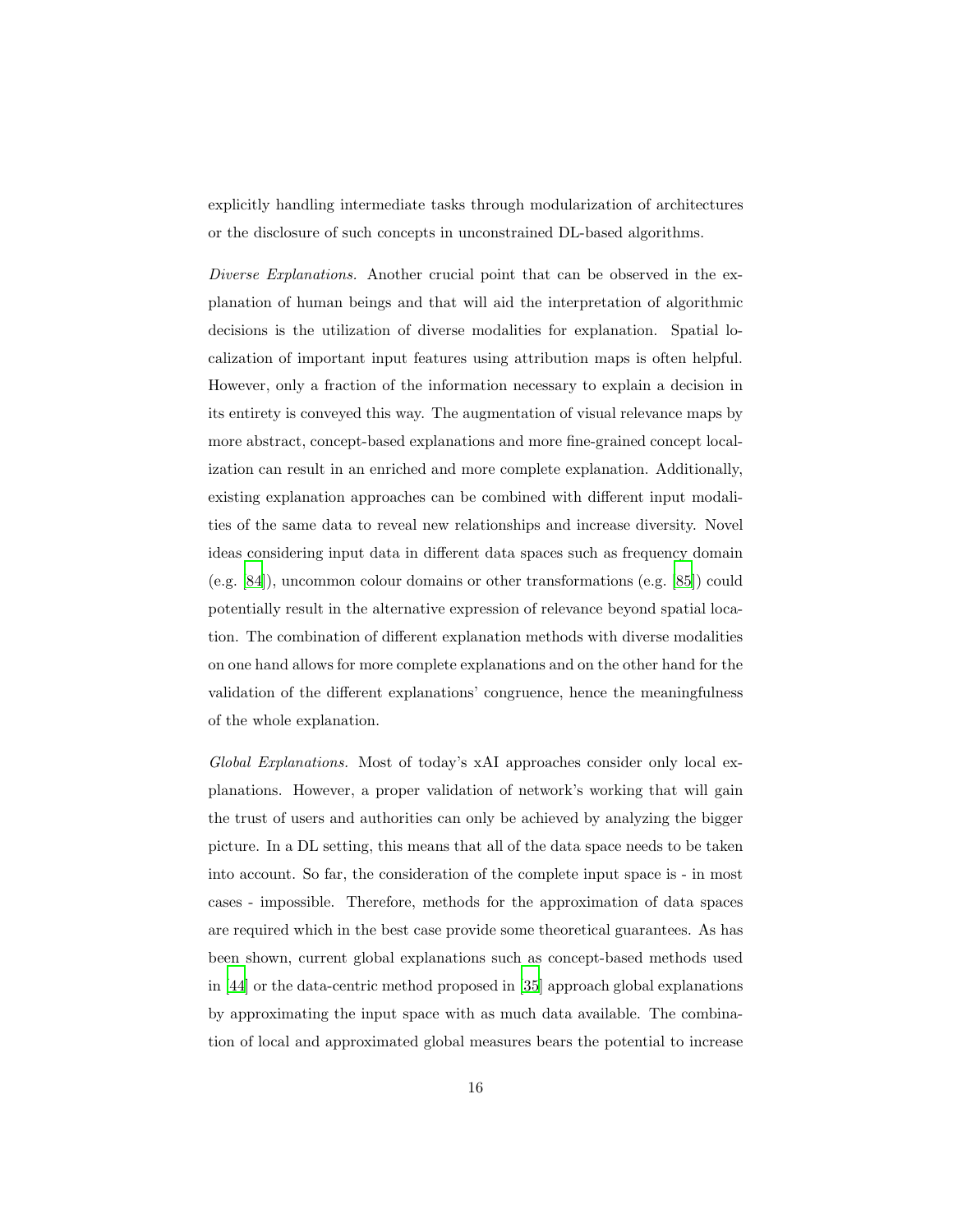explicitly handling intermediate tasks through modularization of architectures or the disclosure of such concepts in unconstrained DL-based algorithms.

*Diverse Explanations.* Another crucial point that can be observed in the explanation of human beings and that will aid the interpretation of algorithmic decisions is the utilization of diverse modalities for explanation. Spatial localization of important input features using attribution maps is often helpful. However, only a fraction of the information necessary to explain a decision in its entirety is conveyed this way. The augmentation of visual relevance maps by more abstract, concept-based explanations and more fine-grained concept localization can result in an enriched and more complete explanation. Additionally, existing explanation approaches can be combined with different input modalities of the same data to reveal new relationships and increase diversity. Novel ideas considering input data in different data spaces such as frequency domain (e.g. [84]), uncommon colour domains or other transformations (e.g. [85]) could potentially result in the alternative expression of relevance beyond spatial location. The combination of different explanation methods with diverse modalities on one hand allows for more complete explanations and on the other hand for the validation of the different explanations' congruence, hence the meaningfulness of the whole explanation.

*Global Explanations.* Most of today's xAI approaches consider only local explanations. However, a proper validation of network's working that will gain the trust of users and authorities can only be achieved by analyzing the bigger picture. In a DL setting, this means that all of the data space needs to be taken into account. So far, the consideration of the complete input space is - in most cases - impossible. Therefore, methods for the approximation of data spaces are required which in the best case provide some theoretical guarantees. As has been shown, current global explanations such as concept-based methods used in [44] or the data-centric method proposed in [35] approach global explanations by approximating the input space with as much data available. The combination of local and approximated global measures bears the potential to increase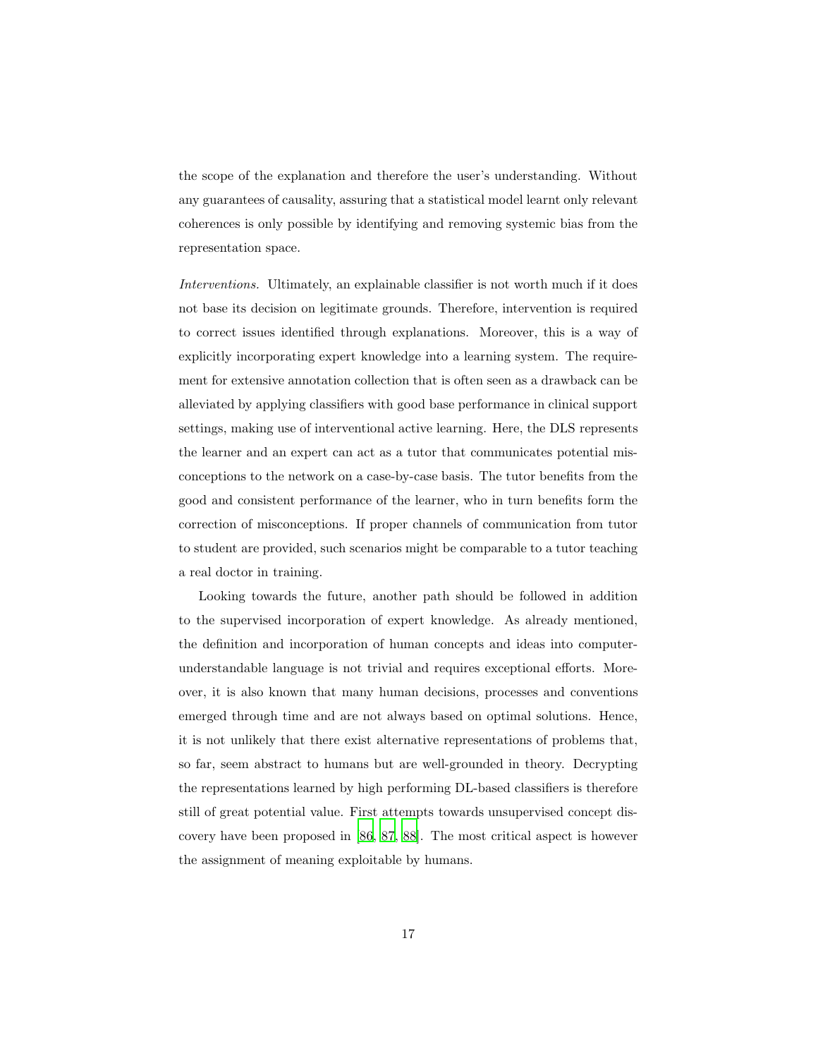the scope of the explanation and therefore the user's understanding. Without any guarantees of causality, assuring that a statistical model learnt only relevant coherences is only possible by identifying and removing systemic bias from the representation space.

*Interventions.* Ultimately, an explainable classifier is not worth much if it does not base its decision on legitimate grounds. Therefore, intervention is required to correct issues identified through explanations. Moreover, this is a way of explicitly incorporating expert knowledge into a learning system. The requirement for extensive annotation collection that is often seen as a drawback can be alleviated by applying classifiers with good base performance in clinical support settings, making use of interventional active learning. Here, the DLS represents the learner and an expert can act as a tutor that communicates potential misconceptions to the network on a case-by-case basis. The tutor benefits from the good and consistent performance of the learner, who in turn benefits form the correction of misconceptions. If proper channels of communication from tutor to student are provided, such scenarios might be comparable to a tutor teaching a real doctor in training.

Looking towards the future, another path should be followed in addition to the supervised incorporation of expert knowledge. As already mentioned, the definition and incorporation of human concepts and ideas into computer-understandable language is not trivial and requires exceptional efforts. Moreover, it is also known that many human decisions, processes and conventions emerged through time and are not always based on optimal solutions. Hence, it is not unlikely that there exist alternative representations of problems that, so far, seem abstract to humans but are well-grounded in theory. Decrypting the representations learned by high performing DL-based classifiers is therefore still of great potential value. First attempts towards unsupervised concept discovery have been proposed in [86, 87, 88]. The most critical aspect is however the assignment of meaning exploitable by humans.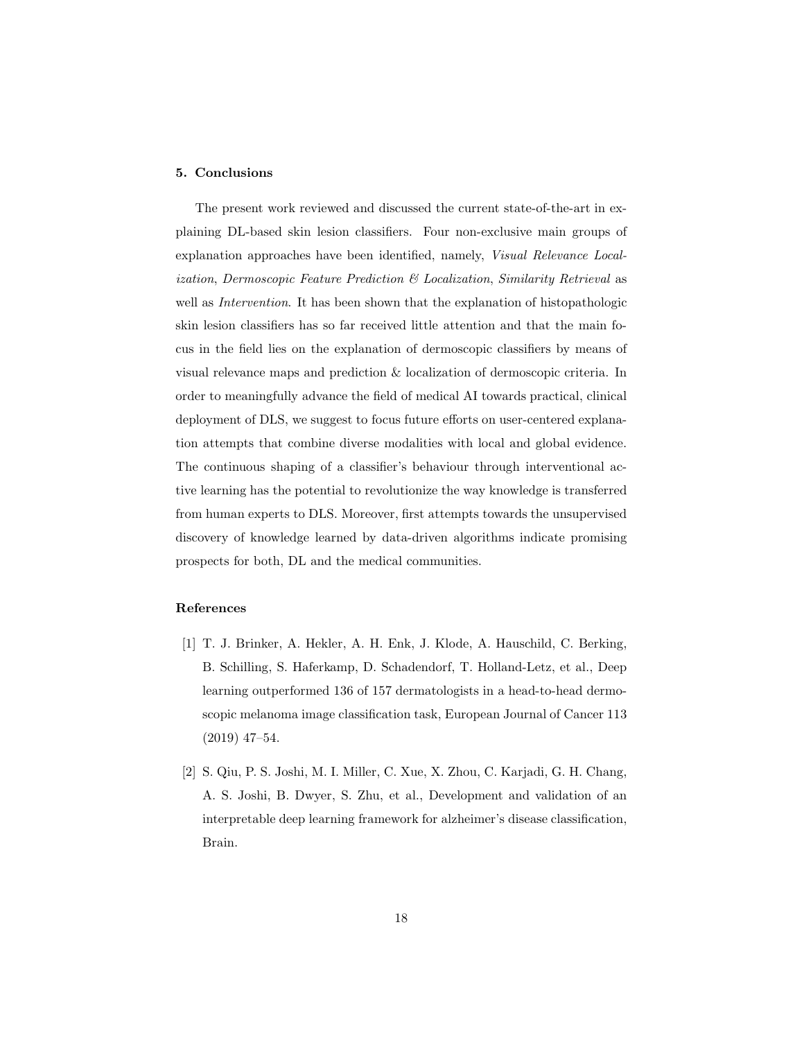## 5. Conclusions

The present work reviewed and discussed the current state-of-the-art in explaining DL-based skin lesion classifiers. Four non-exclusive main groups of explanation approaches have been identified, namely, *Visual Relevance Localization*, *Dermoscopic Feature Prediction & Localization*, *Similarity Retrieval* as well as *Intervention*. It has been shown that the explanation of histopathologic skin lesion classifiers has so far received little attention and that the main focus in the field lies on the explanation of dermoscopic classifiers by means of visual relevance maps and prediction & localization of dermoscopic criteria. In order to meaningfully advance the field of medical AI towards practical, clinical deployment of DLS, we suggest to focus future efforts on user-centered explanation attempts that combine diverse modalities with local and global evidence. The continuous shaping of a classifier's behaviour through interventional active learning has the potential to revolutionize the way knowledge is transferred from human experts to DLS. Moreover, first attempts towards the unsupervised discovery of knowledge learned by data-driven algorithms indicate promising prospects for both, DL and the medical communities.

## References

[1] T. J. Brinker, A. Hekler, A. H. Enk, J. Klode, A. Hauschild, C. Berking, B. Schilling, S. Haferkamp, D. Schadendorf, T. Holland-Letz, et al., Deep learning outperformed 136 of 157 dermatologists in a head-to-head dermoscopic melanoma image classification task, European Journal of Cancer 113 (2019) 47–54.

[2] S. Qiu, P. S. Joshi, M. I. Miller, C. Xue, X. Zhou, C. Karjadi, G. H. Chang, A. S. Joshi, B. Dwyer, S. Zhu, et al., Development and validation of an interpretable deep learning framework for alzheimer's disease classification, Brain.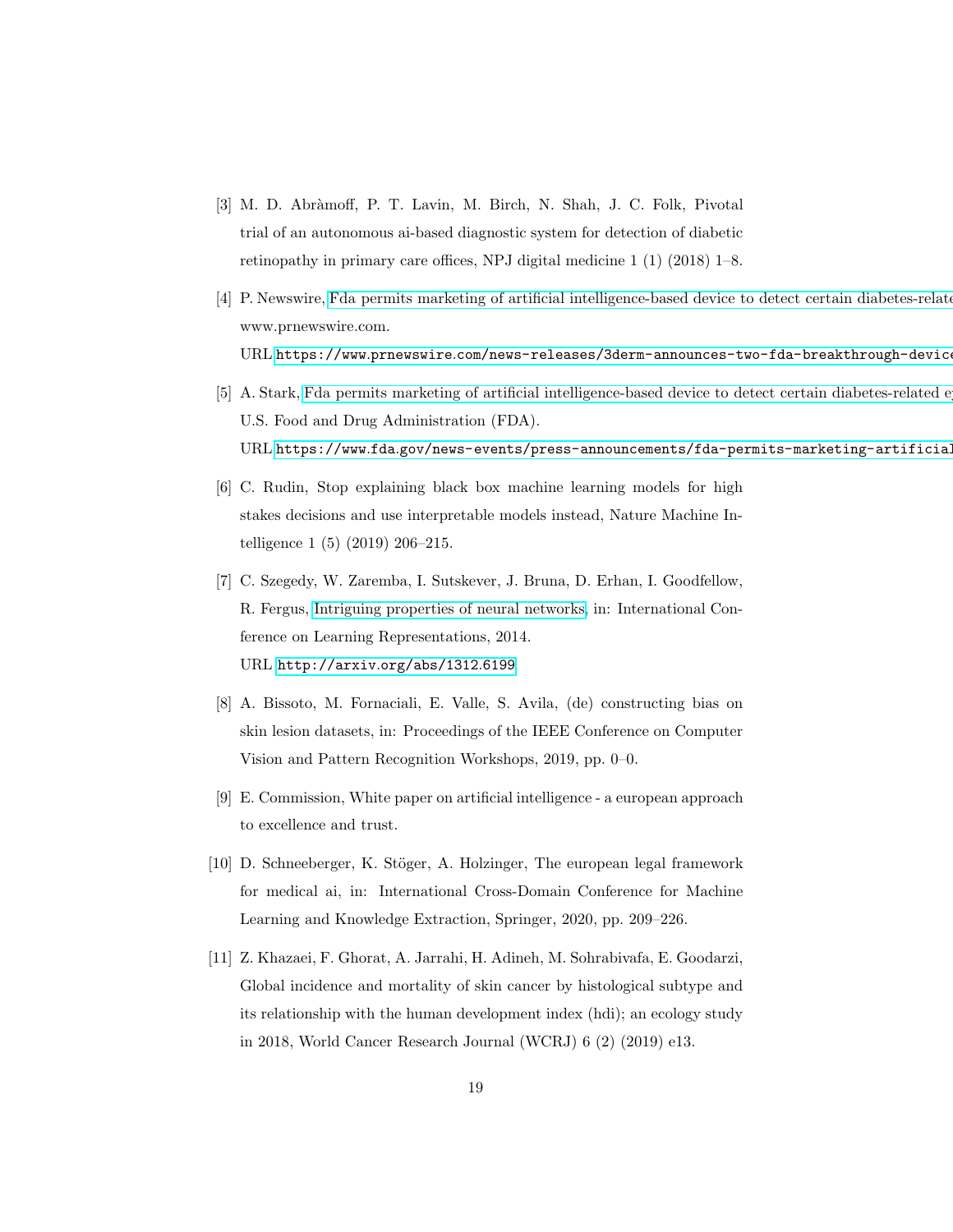[3] M. D. Abràmoff, P. T. Lavin, M. Birch, N. Shah, J. C. Folk, Pivotal trial of an autonomous ai-based diagnostic system for detection of diabetic retinopathy in primary care offices, NPJ digital medicine 1 (1) (2018) 1–8.

[4] P. Newswire, Fda permits marketing of artificial intelligence-based device to detect certain diabetes-relate www.prnewswire.com.
URL https://www.prnewswire.com/news-releases/3derm-announces-two-fda-breakthrough-device

[5] A. Stark, Fda permits marketing of artificial intelligence-based device to detect certain diabetes-related e U.S. Food and Drug Administration (FDA).
URL https://www.fda.gov/news-events/press-announcements/fda-permits-marketing-artificial

[6] C. Rudin, Stop explaining black box machine learning models for high stakes decisions and use interpretable models instead, Nature Machine Intelligence 1 (5) (2019) 206–215.

[7] C. Szegedy, W. Zaremba, I. Sutskever, J. Bruna, D. Erhan, I. Goodfellow, R. Fergus, Intriguing properties of neural networks, in: International Conference on Learning Representations, 2014.
URL http://arxiv.org/abs/1312.6199

[8] A. Bissoto, M. Fornaciali, E. Valle, S. Avila, (de) constructing bias on skin lesion datasets, in: Proceedings of the IEEE Conference on Computer Vision and Pattern Recognition Workshops, 2019, pp. 0–0.

[9] E. Commission, White paper on artificial intelligence - a european approach to excellence and trust.

[10] D. Schneeberger, K. Stöger, A. Holzinger, The european legal framework for medical ai, in: International Cross-Domain Conference for Machine Learning and Knowledge Extraction, Springer, 2020, pp. 209–226.

[11] Z. Khazaei, F. Ghorat, A. Jarrahi, H. Adineh, M. Sohrabivafa, E. Goodarzi, Global incidence and mortality of skin cancer by histological subtype and its relationship with the human development index (hdi); an ecology study in 2018, World Cancer Research Journal (WCRJ) 6 (2) (2019) e13.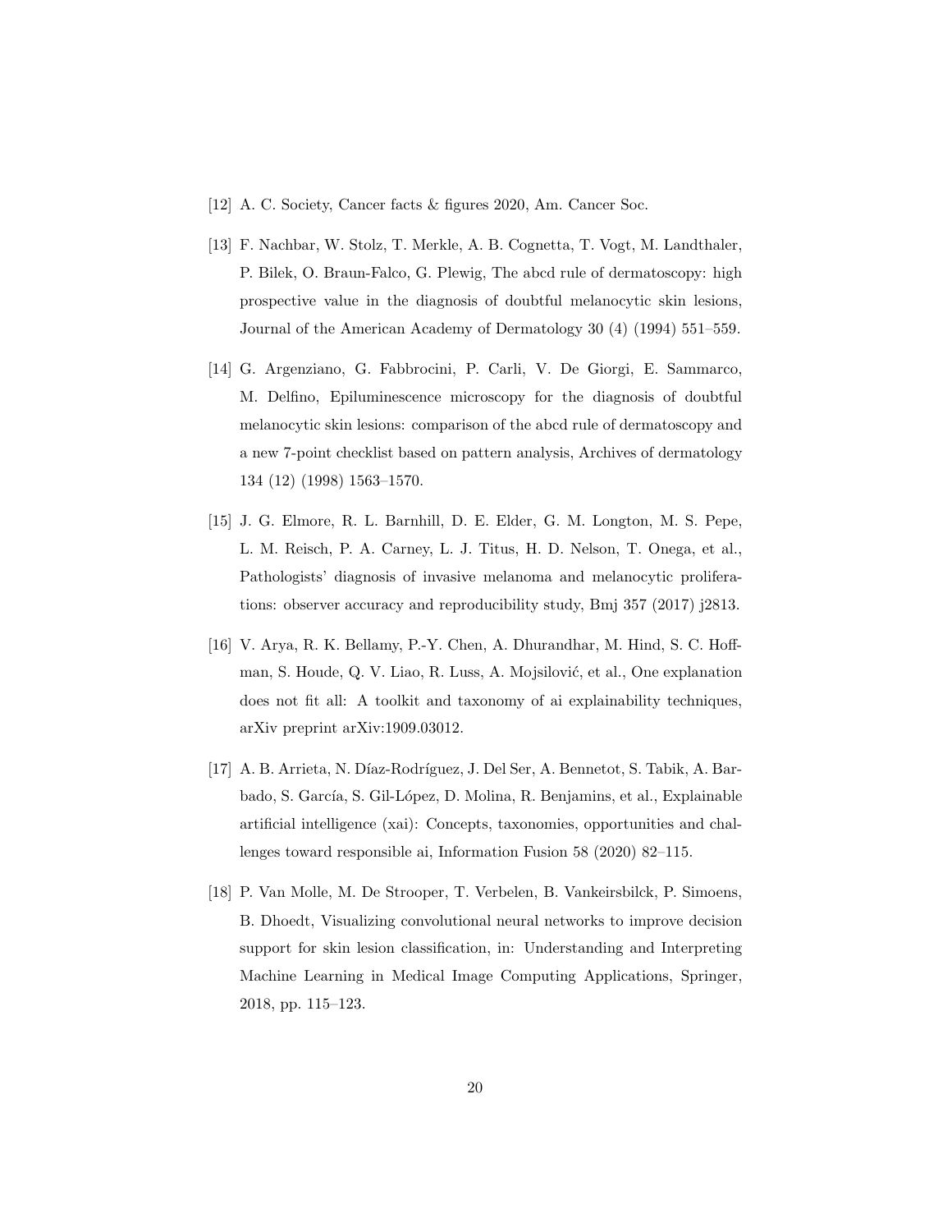[12] A. C. Society, Cancer facts & figures 2020, Am. Cancer Soc.

[13] F. Nachbar, W. Stolz, T. Merkle, A. B. Cognetta, T. Vogt, M. Landthaler, P. Bilek, O. Braun-Falco, G. Plewig, The abcd rule of dermatoscopy: high prospective value in the diagnosis of doubtful melanocytic skin lesions, Journal of the American Academy of Dermatology 30 (4) (1994) 551–559.

[14] G. Argenziano, G. Fabbrocini, P. Carli, V. De Giorgi, E. Sammarco, M. Delfino, Epiluminescence microscopy for the diagnosis of doubtful melanocytic skin lesions: comparison of the abcd rule of dermatoscopy and a new 7-point checklist based on pattern analysis, Archives of dermatology 134 (12) (1998) 1563–1570.

[15] J. G. Elmore, R. L. Barnhill, D. E. Elder, G. M. Longton, M. S. Pepe, L. M. Reisch, P. A. Carney, L. J. Titus, H. D. Nelson, T. Onega, et al., Pathologists' diagnosis of invasive melanoma and melanocytic proliferations: observer accuracy and reproducibility study, Bmj 357 (2017) j2813.

[16] V. Arya, R. K. Bellamy, P.-Y. Chen, A. Dhurandhar, M. Hind, S. C. Hoffman, S. Houde, Q. V. Liao, R. Luss, A. Mojsilović, et al., One explanation does not fit all: A toolkit and taxonomy of ai explainability techniques, arXiv preprint arXiv:1909.03012.

[17] A. B. Arrieta, N. Díaz-Rodríguez, J. Del Ser, A. Bennetot, S. Tabik, A. Barbado, S. García, S. Gil-López, D. Molina, R. Benjamins, et al., Explainable artificial intelligence (xai): Concepts, taxonomies, opportunities and challenges toward responsible ai, Information Fusion 58 (2020) 82–115.

[18] P. Van Molle, M. De Strooper, T. Verbelen, B. Vankeirsbilck, P. Simoens, B. Dhoedt, Visualizing convolutional neural networks to improve decision support for skin lesion classification, in: Understanding and Interpreting Machine Learning in Medical Image Computing Applications, Springer, 2018, pp. 115–123.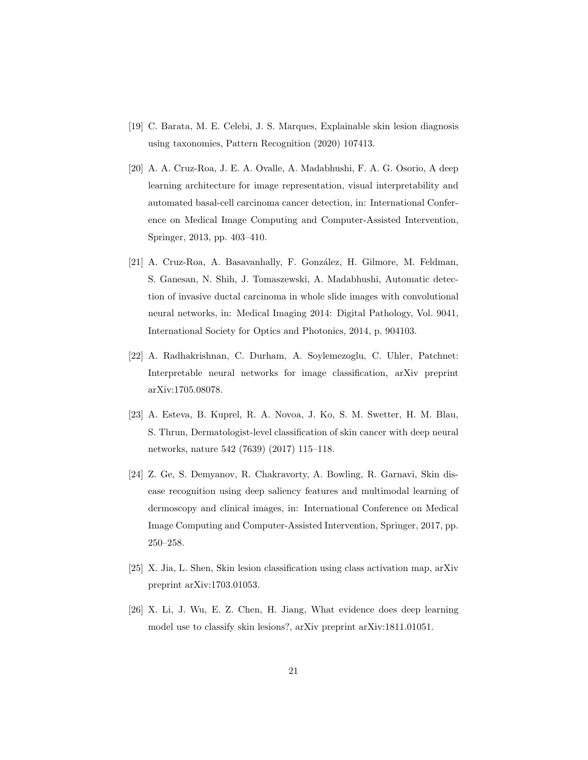[19] C. Barata, M. E. Celebi, J. S. Marques, Explainable skin lesion diagnosis using taxonomies, Pattern Recognition (2020) 107413.

[20] A. A. Cruz-Roa, J. E. A. Ovalle, A. Madabhushi, F. A. G. Osorio, A deep learning architecture for image representation, visual interpretability and automated basal-cell carcinoma cancer detection, in: International Conference on Medical Image Computing and Computer-Assisted Intervention, Springer, 2013, pp. 403–410.

[21] A. Cruz-Roa, A. Basavanhally, F. González, H. Gilmore, M. Feldman, S. Ganesan, N. Shih, J. Tomaszewski, A. Madabhushi, Automatic detection of invasive ductal carcinoma in whole slide images with convolutional neural networks, in: Medical Imaging 2014: Digital Pathology, Vol. 9041, International Society for Optics and Photonics, 2014, p. 904103.

[22] A. Radhakrishnan, C. Durham, A. Soylemezoglu, C. Uhler, Patchnet: Interpretable neural networks for image classification, arXiv preprint arXiv:1705.08078.

[23] A. Esteva, B. Kuprel, R. A. Novoa, J. Ko, S. M. Swetter, H. M. Blau, S. Thrun, Dermatologist-level classification of skin cancer with deep neural networks, nature 542 (7639) (2017) 115–118.

[24] Z. Ge, S. Demyanov, R. Chakravorty, A. Bowling, R. Garnavi, Skin disease recognition using deep saliency features and multimodal learning of dermoscopy and clinical images, in: International Conference on Medical Image Computing and Computer-Assisted Intervention, Springer, 2017, pp. 250–258.

[25] X. Jia, L. Shen, Skin lesion classification using class activation map, arXiv preprint arXiv:1703.01053.

[26] X. Li, J. Wu, E. Z. Chen, H. Jiang, What evidence does deep learning model use to classify skin lesions?, arXiv preprint arXiv:1811.01051.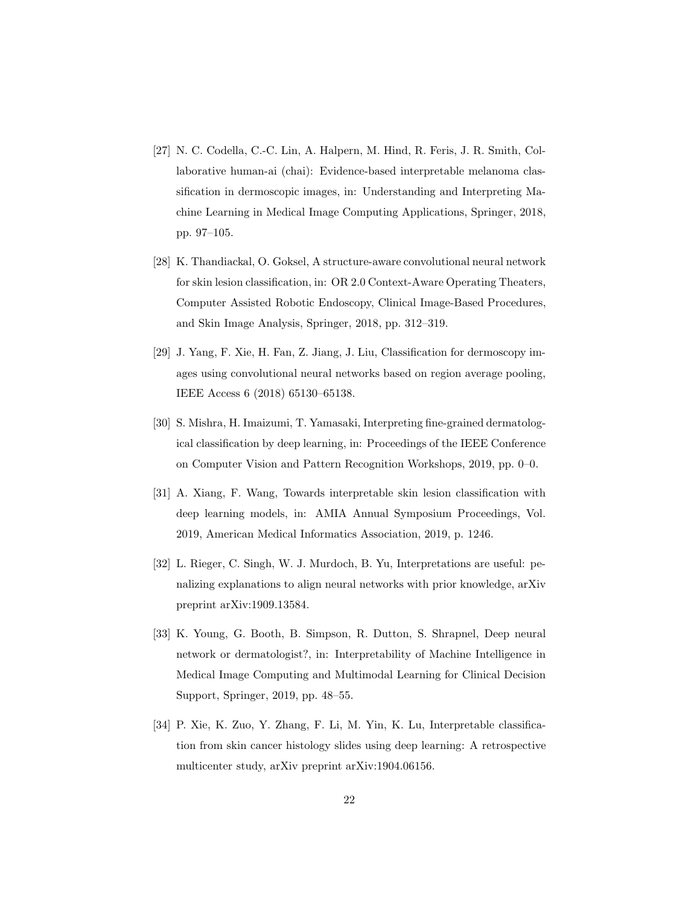[27] N. C. Codella, C.-C. Lin, A. Halpern, M. Hind, R. Feris, J. R. Smith, Collaborative human-ai (chai): Evidence-based interpretable melanoma classification in dermoscopic images, in: Understanding and Interpreting Machine Learning in Medical Image Computing Applications, Springer, 2018, pp. 97–105.

[28] K. Thandiackal, O. Goksel, A structure-aware convolutional neural network for skin lesion classification, in: OR 2.0 Context-Aware Operating Theaters, Computer Assisted Robotic Endoscopy, Clinical Image-Based Procedures, and Skin Image Analysis, Springer, 2018, pp. 312–319.

[29] J. Yang, F. Xie, H. Fan, Z. Jiang, J. Liu, Classification for dermoscopy images using convolutional neural networks based on region average pooling, IEEE Access 6 (2018) 65130–65138.

[30] S. Mishra, H. Imaizumi, T. Yamasaki, Interpreting fine-grained dermatological classification by deep learning, in: Proceedings of the IEEE Conference on Computer Vision and Pattern Recognition Workshops, 2019, pp. 0–0.

[31] A. Xiang, F. Wang, Towards interpretable skin lesion classification with deep learning models, in: AMIA Annual Symposium Proceedings, Vol. 2019, American Medical Informatics Association, 2019, p. 1246.

[32] L. Rieger, C. Singh, W. J. Murdoch, B. Yu, Interpretations are useful: penalizing explanations to align neural networks with prior knowledge, arXiv preprint arXiv:1909.13584.

[33] K. Young, G. Booth, B. Simpson, R. Dutton, S. Shrapnel, Deep neural network or dermatologist?, in: Interpretability of Machine Intelligence in Medical Image Computing and Multimodal Learning for Clinical Decision Support, Springer, 2019, pp. 48–55.

[34] P. Xie, K. Zuo, Y. Zhang, F. Li, M. Yin, K. Lu, Interpretable classification from skin cancer histology slides using deep learning: A retrospective multicenter study, arXiv preprint arXiv:1904.06156.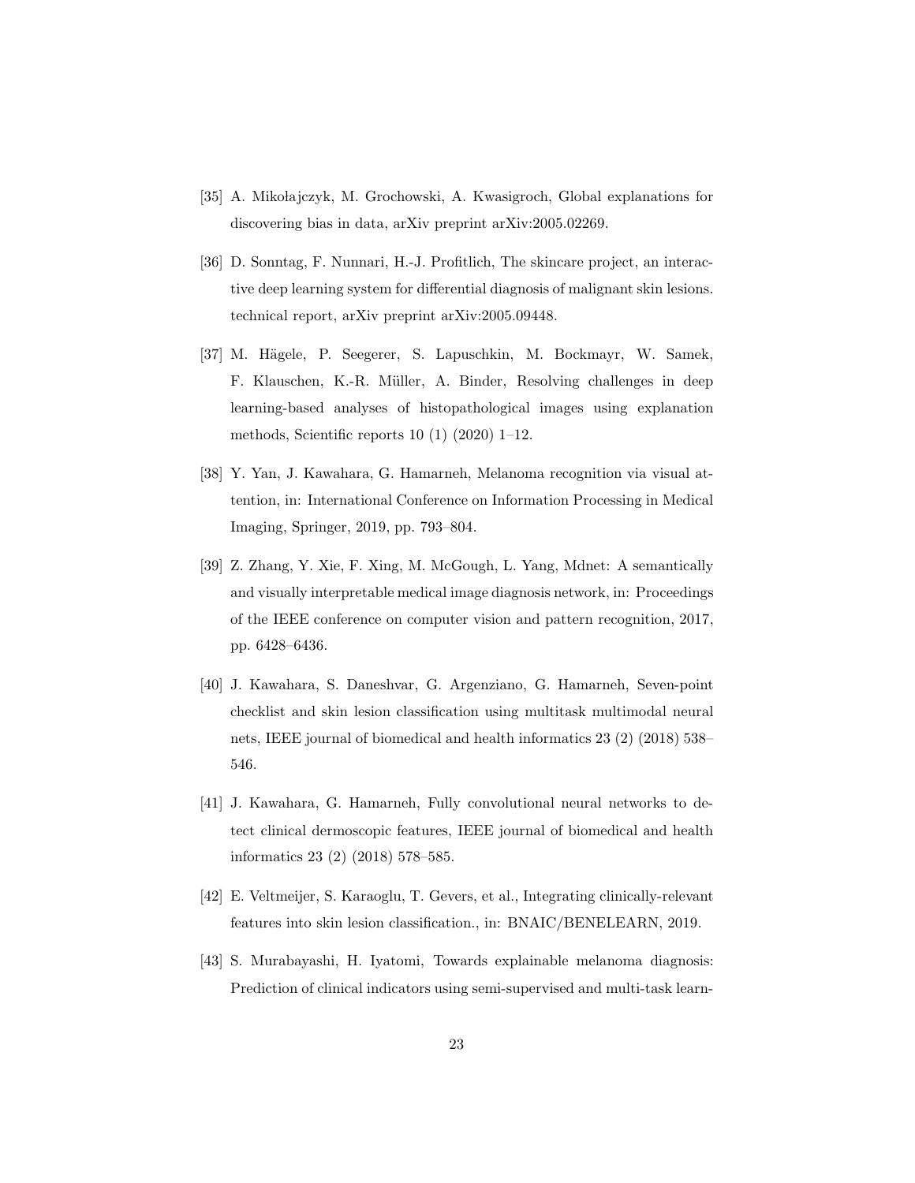[35] A. Mikołajczyk, M. Grochowski, A. Kwasigroch, Global explanations for discovering bias in data, arXiv preprint arXiv:2005.02269.

[36] D. Sonntag, F. Nunnari, H.-J. Profitlich, The skincare project, an interactive deep learning system for differential diagnosis of malignant skin lesions. technical report, arXiv preprint arXiv:2005.09448.

[37] M. Hägele, P. Seegerer, S. Lapuschkin, M. Bockmayr, W. Samek, F. Klauschen, K.-R. Müller, A. Binder, Resolving challenges in deep learning-based analyses of histopathological images using explanation methods, Scientific reports 10 (1) (2020) 1–12.

[38] Y. Yan, J. Kawahara, G. Hamarneh, Melanoma recognition via visual attention, in: International Conference on Information Processing in Medical Imaging, Springer, 2019, pp. 793–804.

[39] Z. Zhang, Y. Xie, F. Xing, M. McGough, L. Yang, Mdnet: A semantically and visually interpretable medical image diagnosis network, in: Proceedings of the IEEE conference on computer vision and pattern recognition, 2017, pp. 6428–6436.

[40] J. Kawahara, S. Daneshvar, G. Argenziano, G. Hamarneh, Seven-point checklist and skin lesion classification using multitask multimodal neural nets, IEEE journal of biomedical and health informatics 23 (2) (2018) 538–546.

[41] J. Kawahara, G. Hamarneh, Fully convolutional neural networks to detect clinical dermoscopic features, IEEE journal of biomedical and health informatics 23 (2) (2018) 578–585.

[42] E. Veltmeijer, S. Karaoglu, T. Gevers, et al., Integrating clinically-relevant features into skin lesion classification., in: BNAIC/BENELEARN, 2019.

[43] S. Murabayashi, H. Iyatomi, Towards explainable melanoma diagnosis: Prediction of clinical indicators using semi-supervised and multi-task learn-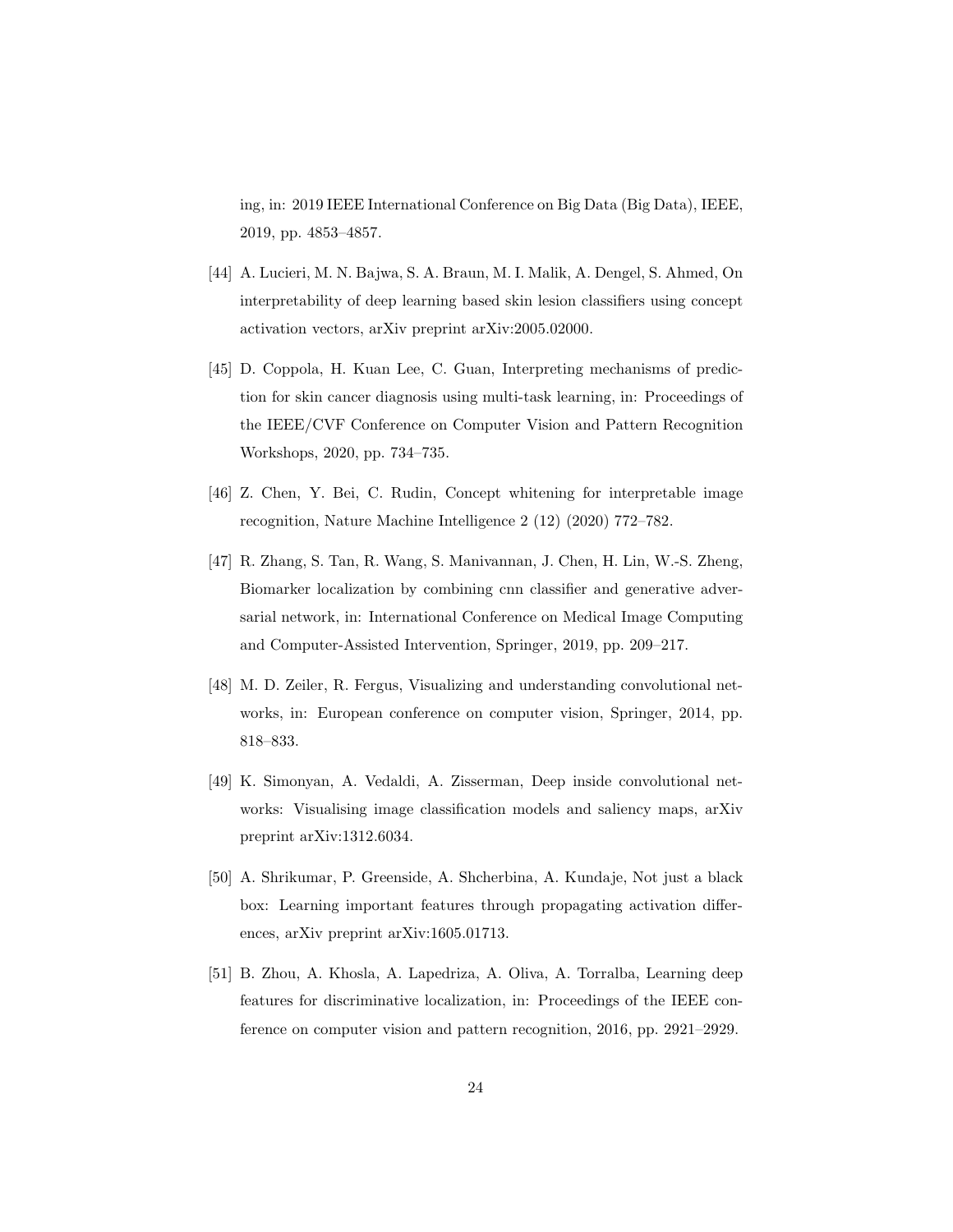ing, in: 2019 IEEE International Conference on Big Data (Big Data), IEEE, 2019, pp. 4853–4857.

[44] A. Lucieri, M. N. Bajwa, S. A. Braun, M. I. Malik, A. Dengel, S. Ahmed, On interpretability of deep learning based skin lesion classifiers using concept activation vectors, arXiv preprint arXiv:2005.02000.

[45] D. Coppola, H. Kuan Lee, C. Guan, Interpreting mechanisms of prediction for skin cancer diagnosis using multi-task learning, in: Proceedings of the IEEE/CVF Conference on Computer Vision and Pattern Recognition Workshops, 2020, pp. 734–735.

[46] Z. Chen, Y. Bei, C. Rudin, Concept whitening for interpretable image recognition, Nature Machine Intelligence 2 (12) (2020) 772–782.

[47] R. Zhang, S. Tan, R. Wang, S. Manivannan, J. Chen, H. Lin, W.-S. Zheng, Biomarker localization by combining cnn classifier and generative adversarial network, in: International Conference on Medical Image Computing and Computer-Assisted Intervention, Springer, 2019, pp. 209–217.

[48] M. D. Zeiler, R. Fergus, Visualizing and understanding convolutional networks, in: European conference on computer vision, Springer, 2014, pp. 818–833.

[49] K. Simonyan, A. Vedaldi, A. Zisserman, Deep inside convolutional networks: Visualising image classification models and saliency maps, arXiv preprint arXiv:1312.6034.

[50] A. Shrikumar, P. Greenside, A. Shcherbina, A. Kundaje, Not just a black box: Learning important features through propagating activation differences, arXiv preprint arXiv:1605.01713.

[51] B. Zhou, A. Khosla, A. Lapedriza, A. Oliva, A. Torralba, Learning deep features for discriminative localization, in: Proceedings of the IEEE conference on computer vision and pattern recognition, 2016, pp. 2921–2929.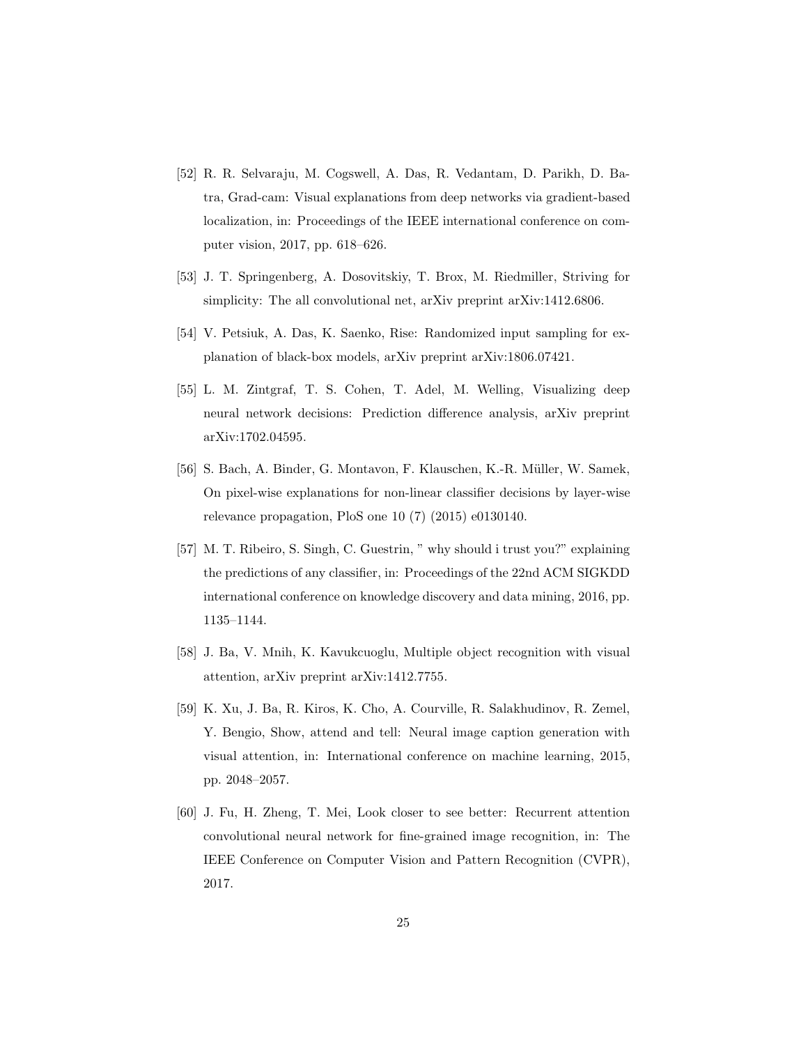[52] R. R. Selvaraju, M. Cogswell, A. Das, R. Vedantam, D. Parikh, D. Batra, Grad-cam: Visual explanations from deep networks via gradient-based localization, in: Proceedings of the IEEE international conference on computer vision, 2017, pp. 618–626.

[53] J. T. Springenberg, A. Dosovitskiy, T. Brox, M. Riedmiller, Striving for simplicity: The all convolutional net, arXiv preprint arXiv:1412.6806.

[54] V. Petsiuk, A. Das, K. Saenko, Rise: Randomized input sampling for explanation of black-box models, arXiv preprint arXiv:1806.07421.

[55] L. M. Zintgraf, T. S. Cohen, T. Adel, M. Welling, Visualizing deep neural network decisions: Prediction difference analysis, arXiv preprint arXiv:1702.04595.

[56] S. Bach, A. Binder, G. Montavon, F. Klauschen, K.-R. Müller, W. Samek, On pixel-wise explanations for non-linear classifier decisions by layer-wise relevance propagation, PloS one 10 (7) (2015) e0130140.

[57] M. T. Ribeiro, S. Singh, C. Guestrin, " why should i trust you?" explaining the predictions of any classifier, in: Proceedings of the 22nd ACM SIGKDD international conference on knowledge discovery and data mining, 2016, pp. 1135–1144.

[58] J. Ba, V. Mnih, K. Kavukcuoglu, Multiple object recognition with visual attention, arXiv preprint arXiv:1412.7755.

[59] K. Xu, J. Ba, R. Kiros, K. Cho, A. Courville, R. Salakhudinov, R. Zemel, Y. Bengio, Show, attend and tell: Neural image caption generation with visual attention, in: International conference on machine learning, 2015, pp. 2048–2057.

[60] J. Fu, H. Zheng, T. Mei, Look closer to see better: Recurrent attention convolutional neural network for fine-grained image recognition, in: The IEEE Conference on Computer Vision and Pattern Recognition (CVPR), 2017.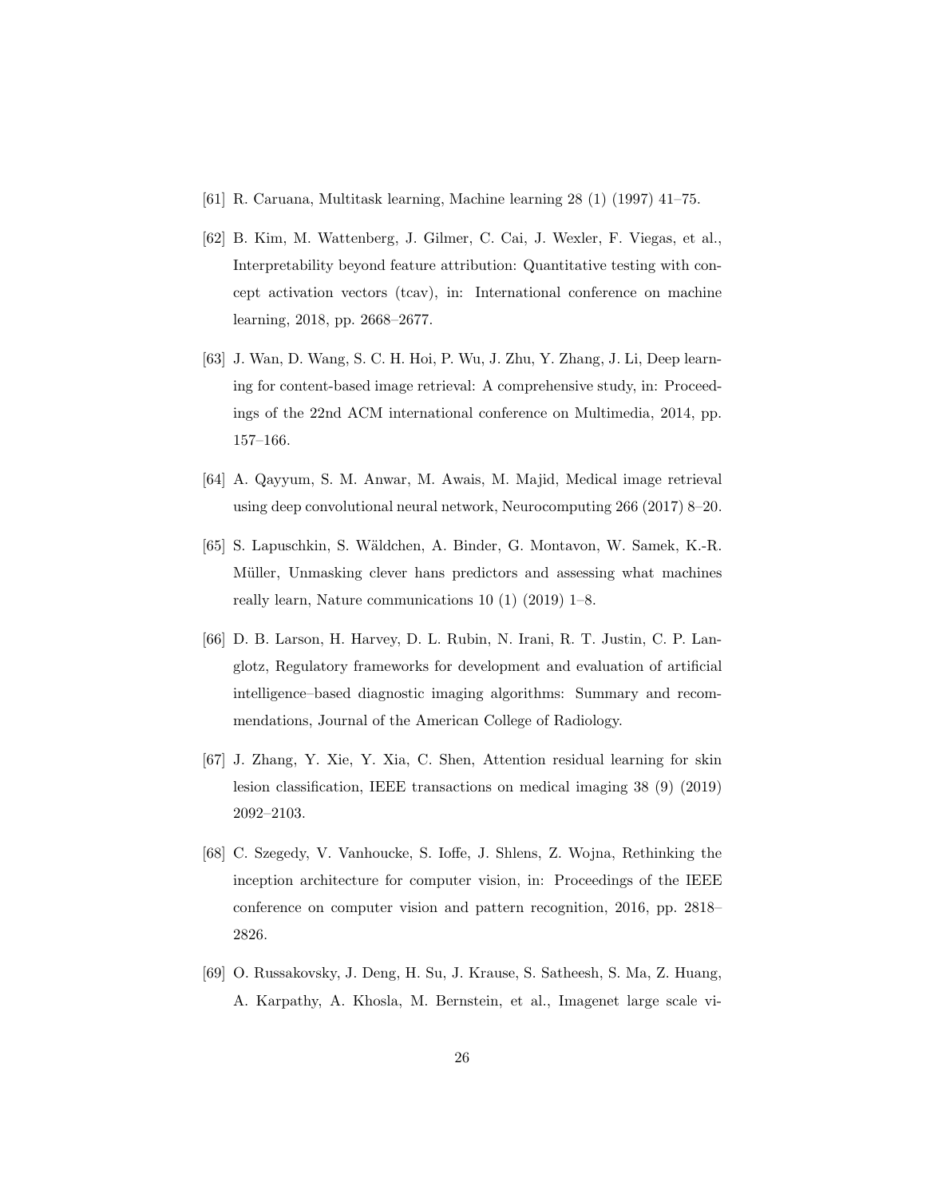[61] R. Caruana, Multitask learning, Machine learning 28 (1) (1997) 41–75.

[62] B. Kim, M. Wattenberg, J. Gilmer, C. Cai, J. Wexler, F. Viegas, et al., Interpretability beyond feature attribution: Quantitative testing with concept activation vectors (tcav), in: International conference on machine learning, 2018, pp. 2668–2677.

[63] J. Wan, D. Wang, S. C. H. Hoi, P. Wu, J. Zhu, Y. Zhang, J. Li, Deep learning for content-based image retrieval: A comprehensive study, in: Proceedings of the 22nd ACM international conference on Multimedia, 2014, pp. 157–166.

[64] A. Qayyum, S. M. Anwar, M. Awais, M. Majid, Medical image retrieval using deep convolutional neural network, Neurocomputing 266 (2017) 8–20.

[65] S. Lapuschkin, S. Wäldchen, A. Binder, G. Montavon, W. Samek, K.-R. Müller, Unmasking clever hans predictors and assessing what machines really learn, Nature communications 10 (1) (2019) 1–8.

[66] D. B. Larson, H. Harvey, D. L. Rubin, N. Irani, R. T. Justin, C. P. Langlotz, Regulatory frameworks for development and evaluation of artificial intelligence–based diagnostic imaging algorithms: Summary and recommendations, Journal of the American College of Radiology.

[67] J. Zhang, Y. Xie, Y. Xia, C. Shen, Attention residual learning for skin lesion classification, IEEE transactions on medical imaging 38 (9) (2019) 2092–2103.

[68] C. Szegedy, V. Vanhoucke, S. Ioffe, J. Shlens, Z. Wojna, Rethinking the inception architecture for computer vision, in: Proceedings of the IEEE conference on computer vision and pattern recognition, 2016, pp. 2818–2826.

[69] O. Russakovsky, J. Deng, H. Su, J. Krause, S. Satheesh, S. Ma, Z. Huang, A. Karpathy, A. Khosla, M. Bernstein, et al., Imagenet large scale vi-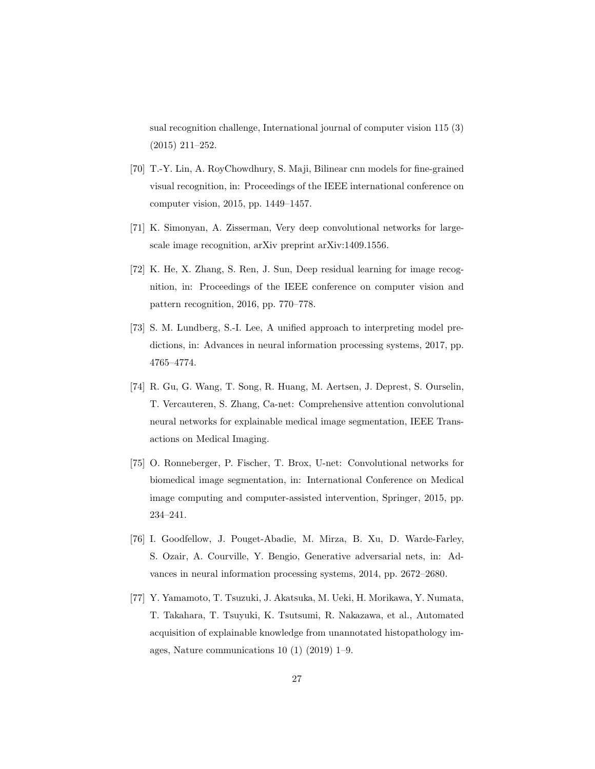sual recognition challenge, International journal of computer vision 115 (3) (2015) 211–252.

[70] T.-Y. Lin, A. RoyChowdhury, S. Maji, Bilinear cnn models for fine-grained visual recognition, in: Proceedings of the IEEE international conference on computer vision, 2015, pp. 1449–1457.

[71] K. Simonyan, A. Zisserman, Very deep convolutional networks for large-scale image recognition, arXiv preprint arXiv:1409.1556.

[72] K. He, X. Zhang, S. Ren, J. Sun, Deep residual learning for image recognition, in: Proceedings of the IEEE conference on computer vision and pattern recognition, 2016, pp. 770–778.

[73] S. M. Lundberg, S.-I. Lee, A unified approach to interpreting model predictions, in: Advances in neural information processing systems, 2017, pp. 4765–4774.

[74] R. Gu, G. Wang, T. Song, R. Huang, M. Aertsen, J. Deprest, S. Ourselin, T. Vercauteren, S. Zhang, Ca-net: Comprehensive attention convolutional neural networks for explainable medical image segmentation, IEEE Transactions on Medical Imaging.

[75] O. Ronneberger, P. Fischer, T. Brox, U-net: Convolutional networks for biomedical image segmentation, in: International Conference on Medical image computing and computer-assisted intervention, Springer, 2015, pp. 234–241.

[76] I. Goodfellow, J. Pouget-Abadie, M. Mirza, B. Xu, D. Warde-Farley, S. Ozair, A. Courville, Y. Bengio, Generative adversarial nets, in: Advances in neural information processing systems, 2014, pp. 2672–2680.

[77] Y. Yamamoto, T. Tsuzuki, J. Akatsuka, M. Ueki, H. Morikawa, Y. Numata, T. Takahara, T. Tsuyuki, K. Tsutsumi, R. Nakazawa, et al., Automated acquisition of explainable knowledge from unannotated histopathology images, Nature communications 10 (1) (2019) 1–9.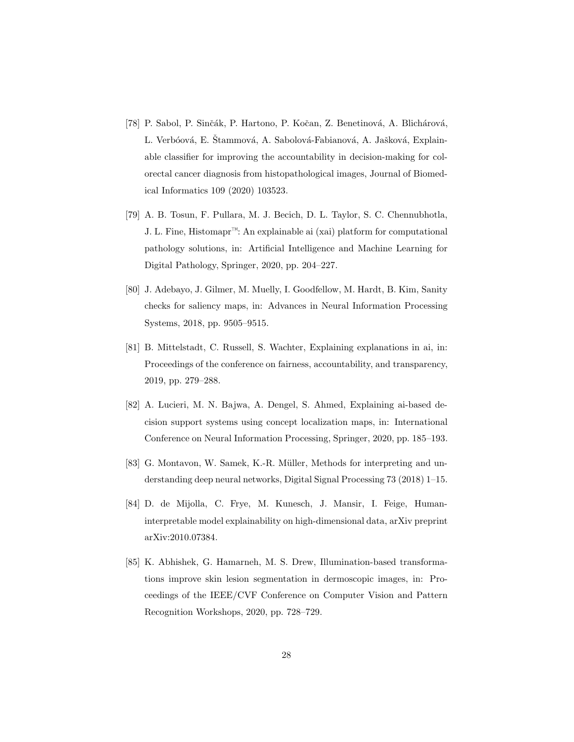[78] P. Sabol, P. Sinčák, P. Hartono, P. Kočan, Z. Benetinová, A. Blichárová, L. Verbóová, E. Štammová, A. Sabolová-Fabianová, A. Jašková, Explainable classifier for improving the accountability in decision-making for colorectal cancer diagnosis from histopathological images, Journal of Biomedical Informatics 109 (2020) 103523.

[79] A. B. Tosun, F. Pullara, M. J. Becich, D. L. Taylor, S. C. Chennubhotla, J. L. Fine, Histomapr™: An explainable ai (xai) platform for computational pathology solutions, in: Artificial Intelligence and Machine Learning for Digital Pathology, Springer, 2020, pp. 204–227.

[80] J. Adebayo, J. Gilmer, M. Muelly, I. Goodfellow, M. Hardt, B. Kim, Sanity checks for saliency maps, in: Advances in Neural Information Processing Systems, 2018, pp. 9505–9515.

[81] B. Mittelstadt, C. Russell, S. Wachter, Explaining explanations in ai, in: Proceedings of the conference on fairness, accountability, and transparency, 2019, pp. 279–288.

[82] A. Lucieri, M. N. Bajwa, A. Dengel, S. Ahmed, Explaining ai-based decision support systems using concept localization maps, in: International Conference on Neural Information Processing, Springer, 2020, pp. 185–193.

[83] G. Montavon, W. Samek, K.-R. Müller, Methods for interpreting and understanding deep neural networks, Digital Signal Processing 73 (2018) 1–15.

[84] D. de Mijolla, C. Frye, M. Kunesch, J. Mansir, I. Feige, Human-interpretable model explainability on high-dimensional data, arXiv preprint arXiv:2010.07384.

[85] K. Abhishek, G. Hamarneh, M. S. Drew, Illumination-based transformations improve skin lesion segmentation in dermoscopic images, in: Proceedings of the IEEE/CVF Conference on Computer Vision and Pattern Recognition Workshops, 2020, pp. 728–729.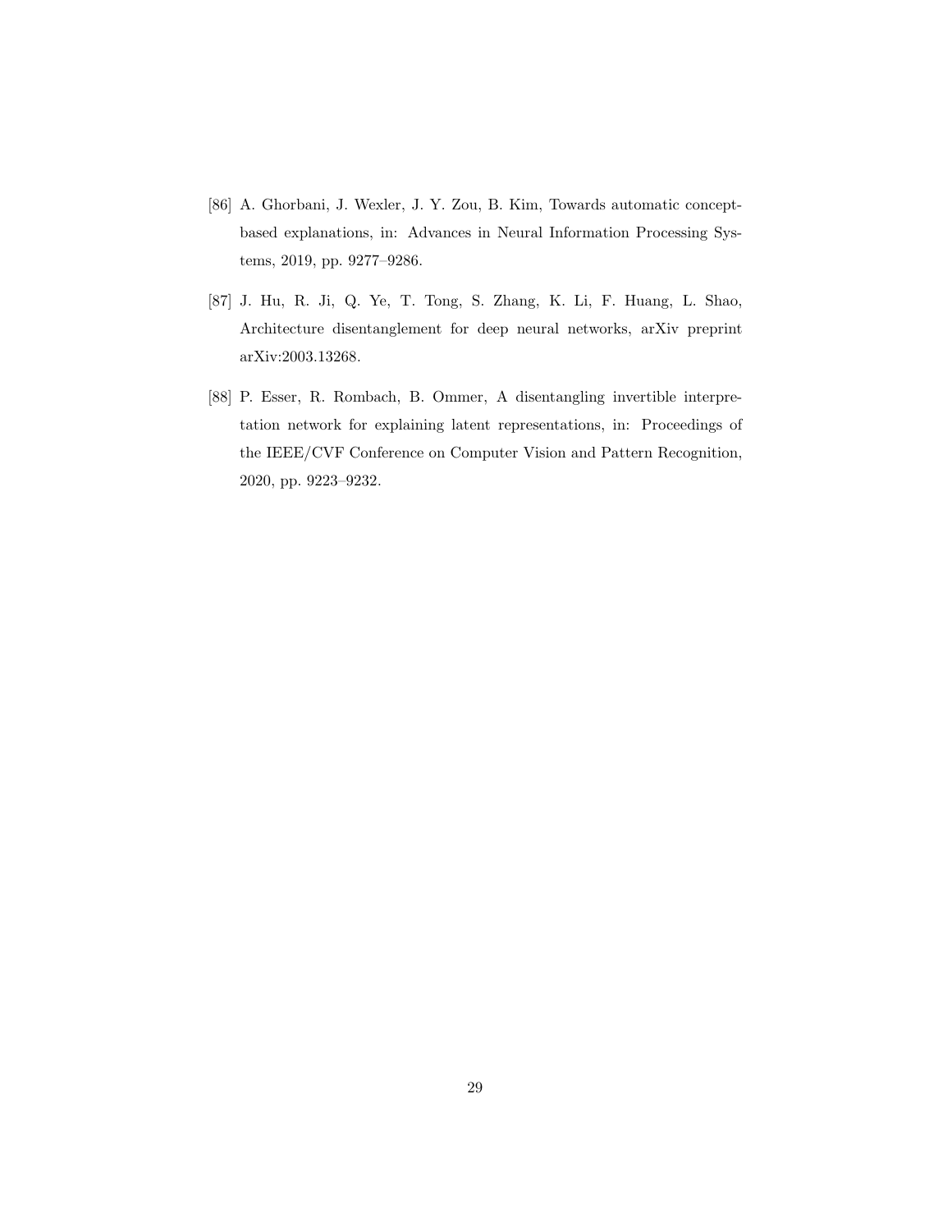[86] A. Ghorbani, J. Wexler, J. Y. Zou, B. Kim, Towards automatic concept-based explanations, in: Advances in Neural Information Processing Systems, 2019, pp. 9277–9286.

[87] J. Hu, R. Ji, Q. Ye, T. Tong, S. Zhang, K. Li, F. Huang, L. Shao, Architecture disentanglement for deep neural networks, arXiv preprint arXiv:2003.13268.

[88] P. Esser, R. Rombach, B. Ommer, A disentangling invertible interpretation network for explaining latent representations, in: Proceedings of the IEEE/CVF Conference on Computer Vision and Pattern Recognition, 2020, pp. 9223–9232.